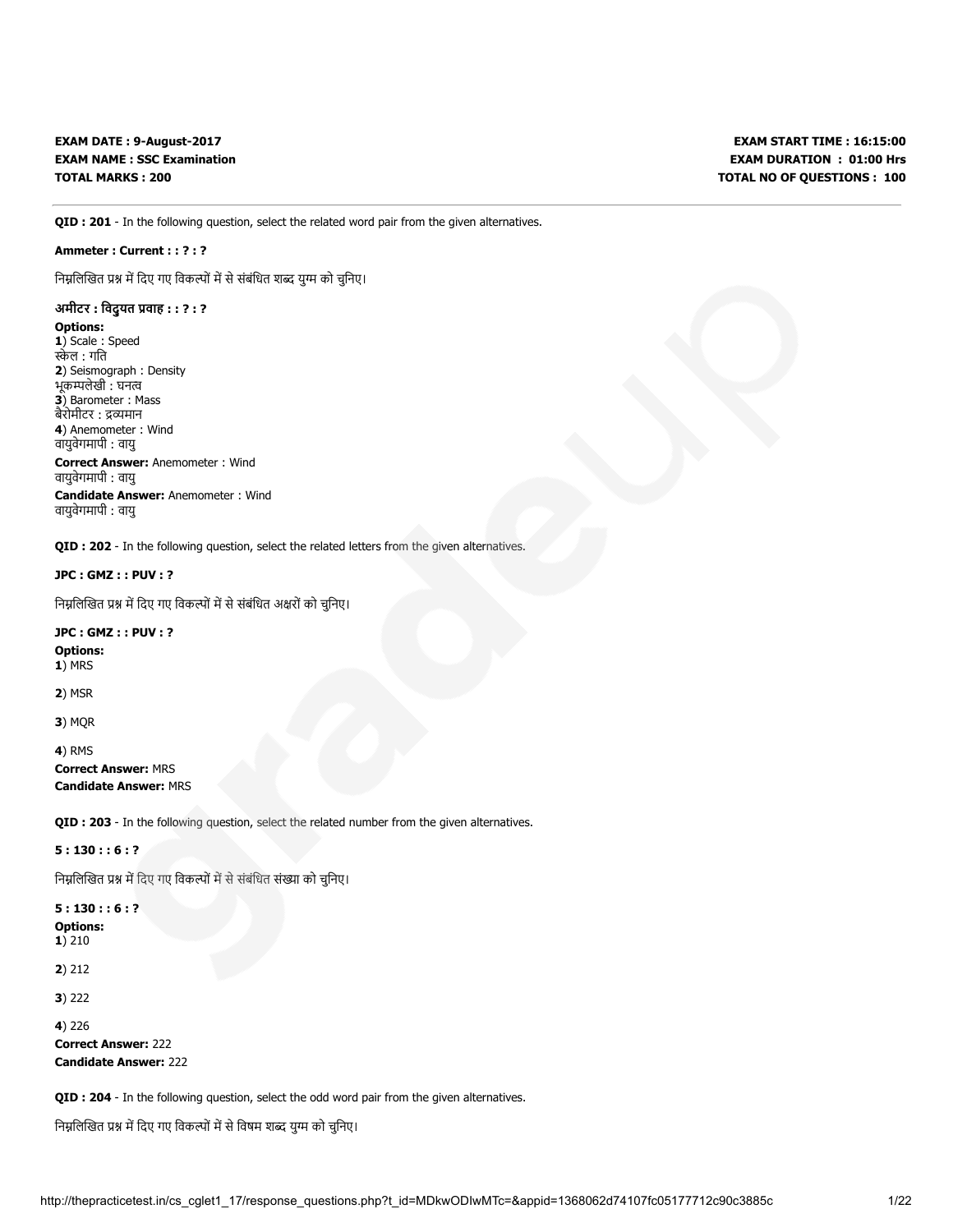**EXAM DATE : 9-August-2017**
**EXAM NAME : SSC Examination**
**TOTAL MARKS : 200**

**EXAM START TIME : 16:15:00**
**EXAM DURATION : 01:00 Hrs**
**TOTAL NO OF QUESTIONS : 100**

---

**QID : 201** - In the following question, select the related word pair from the given alternatives.

**Ammeter : Current : : ? : ?**

निम्नलिखित प्रश्न में दिए गए विकल्पों में से संबंधित शब्द युग्म को चुनिए।

**अमीटर : विद्युत प्रवाह : : ? : ?**

**Options:**
**1**) Scale : Speed
स्केल : गति
**2**) Seismograph : Density
भूकम्पलेखी : घनत्व
**3**) Barometer : Mass
बैरोमीटर : द्रव्यमान
**4**) Anemometer : Wind
वायुवेगमापी : वायु
**Correct Answer:** Anemometer : Wind
वायुवेगमापी : वायु
**Candidate Answer:** Anemometer : Wind
वायुवेगमापी : वायु

**QID : 202** - In the following question, select the related letters from the given alternatives.

**JPC : GMZ : : PUV : ?**

निम्नलिखित प्रश्न में दिए गए विकल्पों में से संबंधित अक्षरों को चुनिए।

**JPC : GMZ : : PUV : ?**

**Options:**
**1**) MRS

**2**) MSR

**3**) MQR

**4**) RMS
**Correct Answer:** MRS
**Candidate Answer:** MRS

**QID : 203** - In the following question, select the related number from the given alternatives.

**5 : 130 : : 6 : ?**

निम्नलिखित प्रश्न में दिए गए विकल्पों में से संबंधित संख्या को चुनिए।

**5 : 130 : : 6 : ?**

**Options:**
**1**) 210

**2**) 212

**3**) 222

**4**) 226
**Correct Answer:** 222
**Candidate Answer:** 222

**QID : 204** - In the following question, select the odd word pair from the given alternatives.

निम्नलिखित प्रश्न में दिए गए विकल्पों में से विषम शब्द युग्म को चुनिए।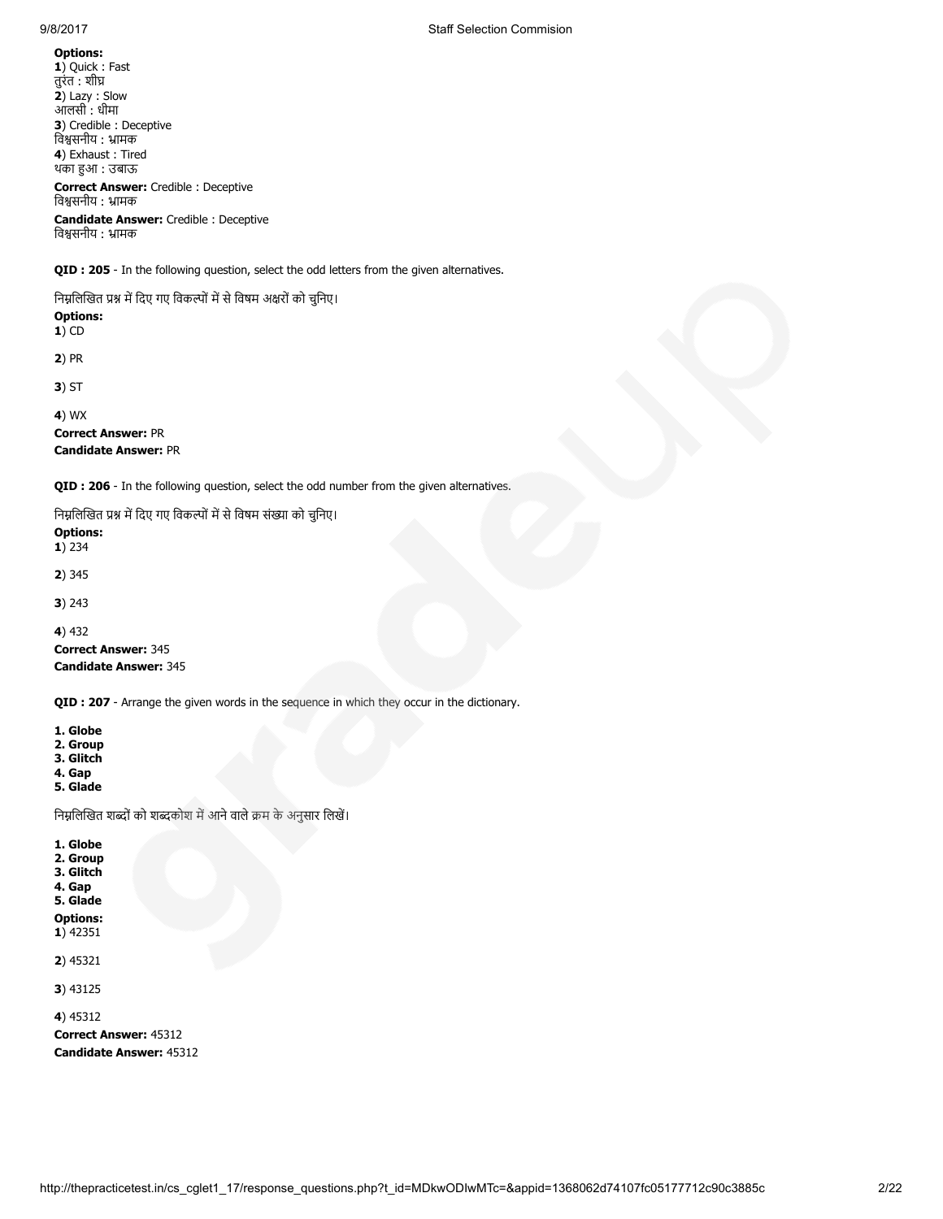**Options:**
**1**) Quick : Fast
तुरंत : शीघ्र
**2**) Lazy : Slow
आलसी : धीमा
**3**) Credible : Deceptive
विश्वसनीय : भ्रामक
**4**) Exhaust : Tired
थका हुआ : उबाऊ
**Correct Answer:** Credible : Deceptive
विश्वसनीय : भ्रामक
**Candidate Answer:** Credible : Deceptive
विश्वसनीय : भ्रामक

**QID : 205** - In the following question, select the odd letters from the given alternatives.

निम्नलिखित प्रश्न में दिए गए विकल्पों में से विषम अक्षरों को चुनिए।
**Options:**
**1**) CD

**2**) PR

**3**) ST

**4**) WX
**Correct Answer:** PR
**Candidate Answer:** PR

**QID : 206** - In the following question, select the odd number from the given alternatives.

निम्नलिखित प्रश्न में दिए गए विकल्पों में से विषम संख्या को चुनिए।
**Options:**
**1**) 234

**2**) 345

**3**) 243

**4**) 432
**Correct Answer:** 345
**Candidate Answer:** 345

**QID : 207** - Arrange the given words in the sequence in which they occur in the dictionary.

**1. Globe**
**2. Group**
**3. Glitch**
**4. Gap**
**5. Glade**

निम्नलिखित शब्दों को शब्दकोश में आने वाले क्रम के अनुसार लिखें।

**1. Globe**
**2. Group**
**3. Glitch**
**4. Gap**
**5. Glade**
**Options:**
**1**) 42351

**2**) 45321

**3**) 43125

**4**) 45312
**Correct Answer:** 45312
**Candidate Answer:** 45312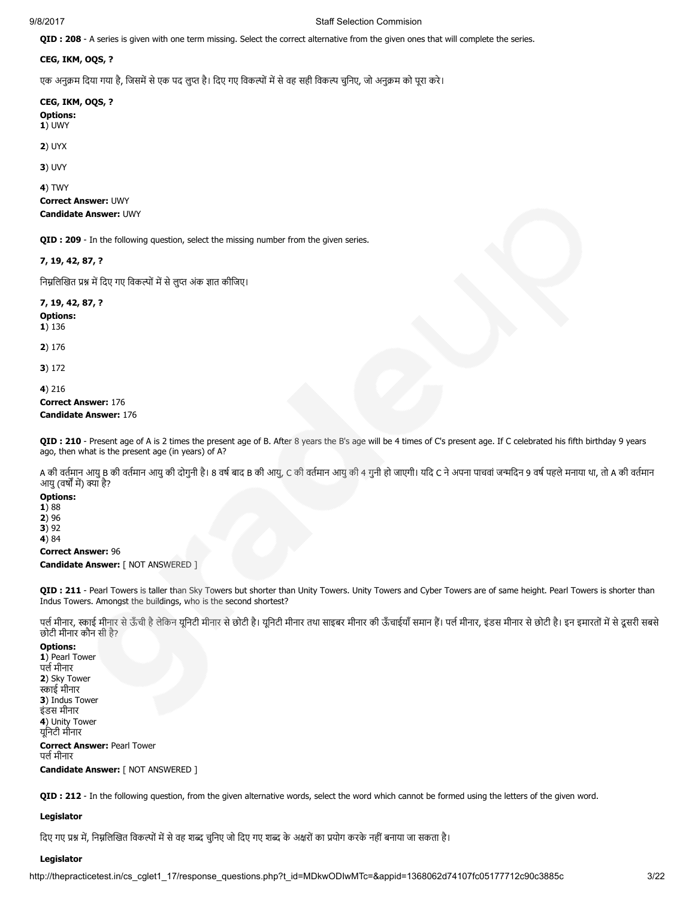**QID : 208** - A series is given with one term missing. Select the correct alternative from the given ones that will complete the series.

**CEG, IKM, OQS, ?**

एक अनुक्रम दिया गया है, जिसमें से एक पद लुप्त है। दिए गए विकल्पों में से वह सही विकल्प चुनिए, जो अनुक्रम को पूरा करे।

**CEG, IKM, OQS, ?**

**Options:**
**1**) UWY

**2**) UYX

**3**) UVY

**4**) TWY

**Correct Answer:** UWY
**Candidate Answer:** UWY

**QID : 209** - In the following question, select the missing number from the given series.

**7, 19, 42, 87, ?**

निम्नलिखित प्रश्न में दिए गए विकल्पों में से लुप्त अंक ज्ञात कीजिए।

**7, 19, 42, 87, ?**

**Options:**
**1**) 136

**2**) 176

**3**) 172

**4**) 216

**Correct Answer:** 176
**Candidate Answer:** 176

**QID : 210** - Present age of A is 2 times the present age of B. After 8 years the B's age will be 4 times of C's present age. If C celebrated his fifth birthday 9 years ago, then what is the present age (in years) of A?

A की वर्तमान आयु B की वर्तमान आयु की दोगुनी है। 8 वर्ष बाद B की आयु, C की वर्तमान आयु की 4 गुनी हो जाएगी। यदि C ने अपना पाचवां जन्मदिन 9 वर्ष पहले मनाया था, तो A की वर्तमान आयु (वर्षों में) क्या है?

**Options:**
**1**) 88
**2**) 96
**3**) 92
**4**) 84

**Correct Answer:** 96
**Candidate Answer:** [ NOT ANSWERED ]

**QID : 211** - Pearl Towers is taller than Sky Towers but shorter than Unity Towers. Unity Towers and Cyber Towers are of same height. Pearl Towers is shorter than Indus Towers. Amongst the buildings, who is the second shortest?

पर्ल मीनार, स्काई मीनार से ऊँची है लेकिन यूनिटी मीनार से छोटी है। यूनिटी मीनार तथा साइबर मीनार की ऊँचाईयाँ समान हैं। पर्ल मीनार, इंडस मीनार से छोटी है। इन इमारतों में से दूसरी सबसे छोटी मीनार कौन सी है?

**Options:**
**1**) Pearl Tower
पर्ल मीनार
**2**) Sky Tower
स्काई मीनार
**3**) Indus Tower
इंडस मीनार
**4**) Unity Tower
यूनिटी मीनार

**Correct Answer:** Pearl Tower
पर्ल मीनार
**Candidate Answer:** [ NOT ANSWERED ]

**QID : 212** - In the following question, from the given alternative words, select the word which cannot be formed using the letters of the given word.

**Legislator**

दिए गए प्रश्न में, निम्नलिखित विकल्पों में से वह शब्द चुनिए जो दिए गए शब्द के अक्षरों का प्रयोग करके नहीं बनाया जा सकता है।

**Legislator**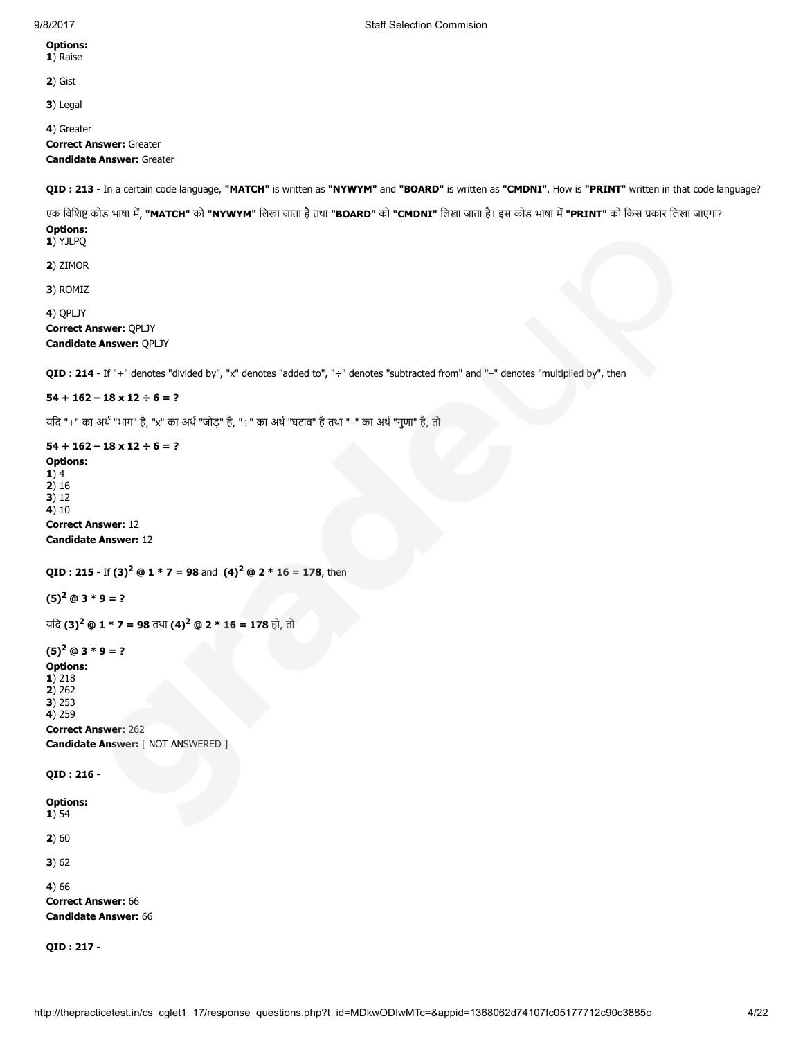**Options:**
**1**) Raise

**2**) Gist

**3**) Legal

**4**) Greater
**Correct Answer:** Greater
**Candidate Answer:** Greater

**QID : 213** - In a certain code language, **"MATCH"** is written as **"NYWYM"** and **"BOARD"** is written as **"CMDNI"**. How is **"PRINT"** written in that code language?

एक विशिष्ट कोड भाषा में, **"MATCH"** को **"NYWYM"** लिखा जाता है तथा **"BOARD"** को **"CMDNI"** लिखा जाता है। इस कोड भाषा में **"PRINT"** को किस प्रकार लिखा जाएगा?
**Options:**
**1**) YJLPQ

**2**) ZIMOR

**3**) ROMIZ

**4**) QPLJY
**Correct Answer:** QPLJY
**Candidate Answer:** QPLJY

**QID : 214** - If "+" denotes "divided by", "x" denotes "added to", "÷" denotes "subtracted from" and "–" denotes "multiplied by", then

**54 + 162 – 18 x 12 ÷ 6 = ?**

यदि "+" का अर्थ "भाग" है, "x" का अर्थ "जोड़" है, "÷" का अर्थ "घटाव" है तथा "–" का अर्थ "गुणा" है, तो

**54 + 162 – 18 x 12 ÷ 6 = ?**
**Options:**
**1**) 4
**2**) 16
**3**) 12
**4**) 10
**Correct Answer:** 12
**Candidate Answer:** 12

**QID : 215** - If $\mathbf{(3)^2}$ **@ 1 * 7 = 98** and $\mathbf{(4)^2}$ **@ 2 * 16 = 178**, then

$\mathbf{(5)^2}$ **@ 3 * 9 = ?**

यदि $\mathbf{(3)^2}$ **@ 1 * 7 = 98** तथा $\mathbf{(4)^2}$ **@ 2 * 16 = 178** हो, तो

$\mathbf{(5)^2}$ **@ 3 * 9 = ?**
**Options:**
**1**) 218
**2**) 262
**3**) 253
**4**) 259
**Correct Answer:** 262
**Candidate Answer:** [ NOT ANSWERED ]

**QID : 216** -

**Options:**
**1**) 54

**2**) 60

**3**) 62

**4**) 66
**Correct Answer:** 66
**Candidate Answer:** 66

**QID : 217** -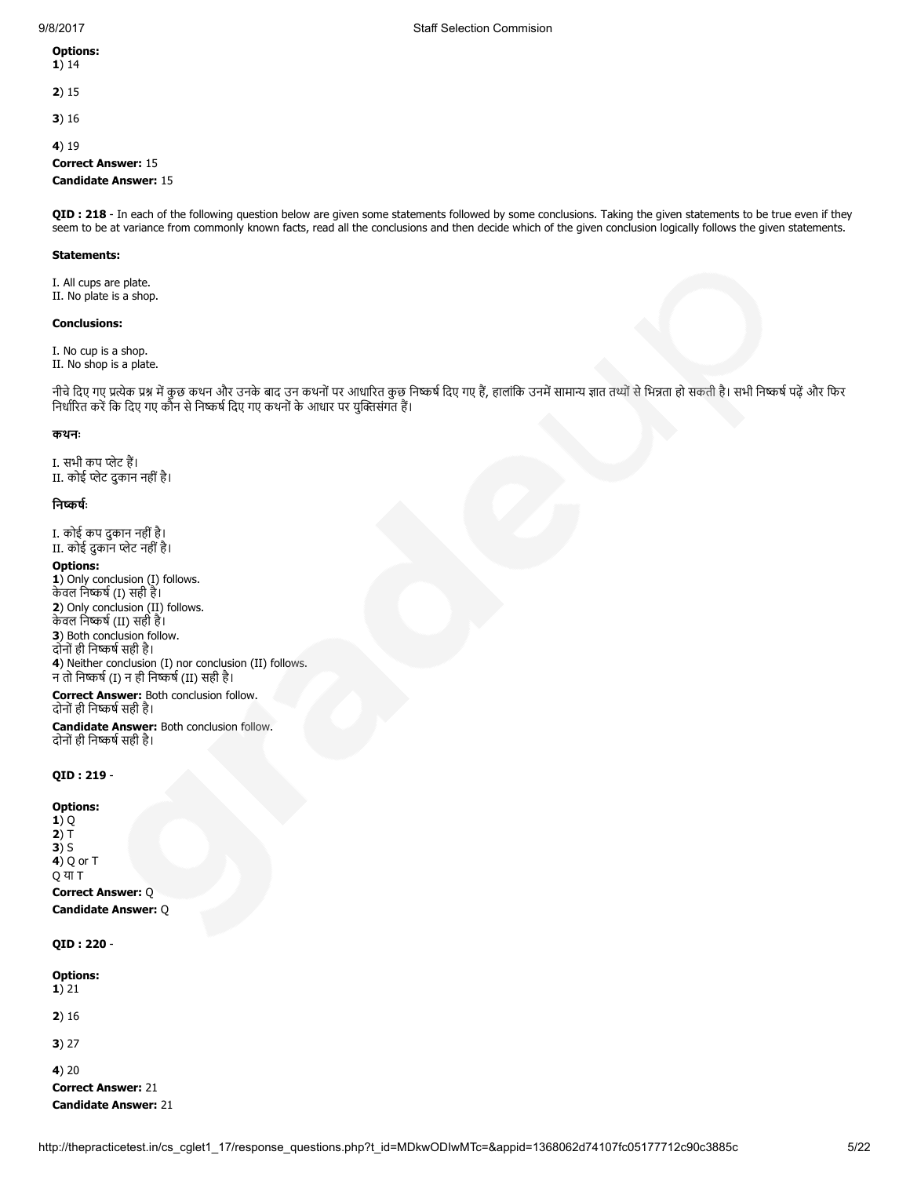**Options:**
**1**) 14

**2**) 15

**3**) 16

**4**) 19

**Correct Answer:** 15

**Candidate Answer:** 15

**QID : 218** - In each of the following question below are given some statements followed by some conclusions. Taking the given statements to be true even if they seem to be at variance from commonly known facts, read all the conclusions and then decide which of the given conclusion logically follows the given statements.

**Statements:**

I. All cups are plate.
II. No plate is a shop.

**Conclusions:**

I. No cup is a shop.
II. No shop is a plate.

नीचे दिए गए प्रत्येक प्रश्न में कुछ कथन और उनके बाद उन कथनों पर आधारित कुछ निष्कर्ष दिए गए हैं, हालांकि उनमें सामान्य ज्ञात तथ्यों से भिन्नता हो सकती है। सभी निष्कर्ष पढ़ें और फिर निर्धारित करें कि दिए गए कौन से निष्कर्ष दिए गए कथनों के आधार पर युक्तिसंगत हैं।

**कथनः**

I. सभी कप प्लेट हैं।
II. कोई प्लेट दुकान नहीं है।

**निष्कर्षः**

I. कोई कप दुकान नहीं है।
II. कोई दुकान प्लेट नहीं है।

**Options:**
**1**) Only conclusion (I) follows.
केवल निष्कर्ष (I) सही है।
**2**) Only conclusion (II) follows.
केवल निष्कर्ष (II) सही है।
**3**) Both conclusion follow.
दोनों ही निष्कर्ष सही है।
**4**) Neither conclusion (I) nor conclusion (II) follows.
न तो निष्कर्ष (I) न ही निष्कर्ष (II) सही है।

**Correct Answer:** Both conclusion follow.
दोनों ही निष्कर्ष सही है।

**Candidate Answer:** Both conclusion follow.
दोनों ही निष्कर्ष सही है।

**QID : 219** -

**Options:**
**1**) Q
**2**) T
**3**) S
**4**) Q or T
Q या T

**Correct Answer:** Q

**Candidate Answer:** Q

**QID : 220** -

**Options:**
**1**) 21

**2**) 16

**3**) 27

**4**) 20

**Correct Answer:** 21

**Candidate Answer:** 21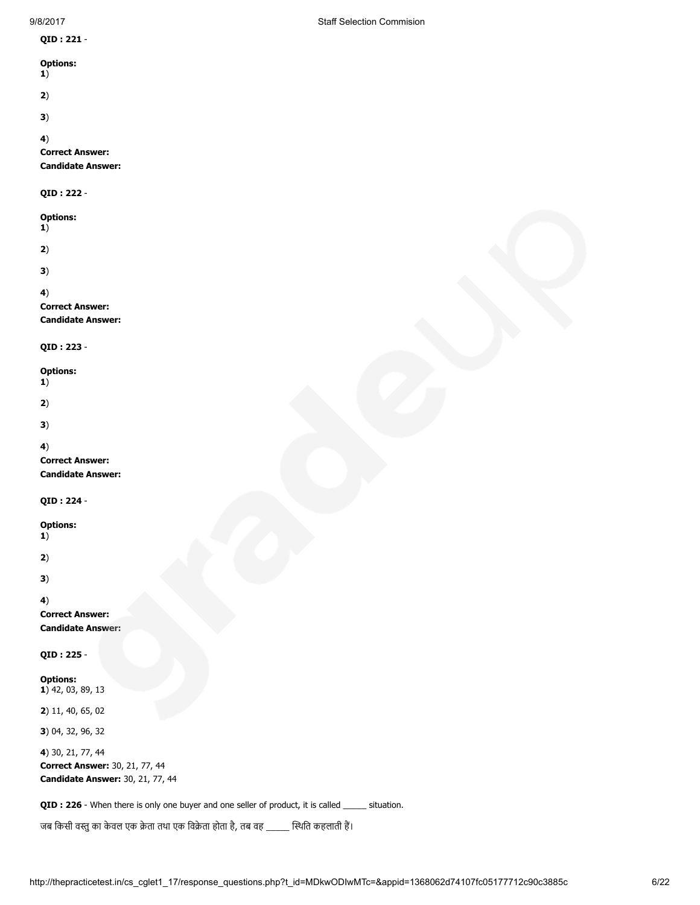**QID : 221** -

**Options:**
**1**)

**2**)

**3**)

**4**)
**Correct Answer:**
**Candidate Answer:**

**QID : 222** -

**Options:**
**1**)

**2**)

**3**)

**4**)
**Correct Answer:**
**Candidate Answer:**

**QID : 223** -

**Options:**
**1**)

**2**)

**3**)

**4**)
**Correct Answer:**
**Candidate Answer:**

**QID : 224** -

**Options:**
**1**)

**2**)

**3**)

**4**)
**Correct Answer:**
**Candidate Answer:**

**QID : 225** -

**Options:**
**1**) 42, 03, 89, 13

**2**) 11, 40, 65, 02

**3**) 04, 32, 96, 32

**4**) 30, 21, 77, 44
**Correct Answer:** 30, 21, 77, 44
**Candidate Answer:** 30, 21, 77, 44

**QID : 226** - When there is only one buyer and one seller of product, it is called _____ situation.

जब किसी वस्तु का केवल एक क्रेता तथा एक विक्रेता होता है, तब वह _____ स्थिति कहलाती हैं।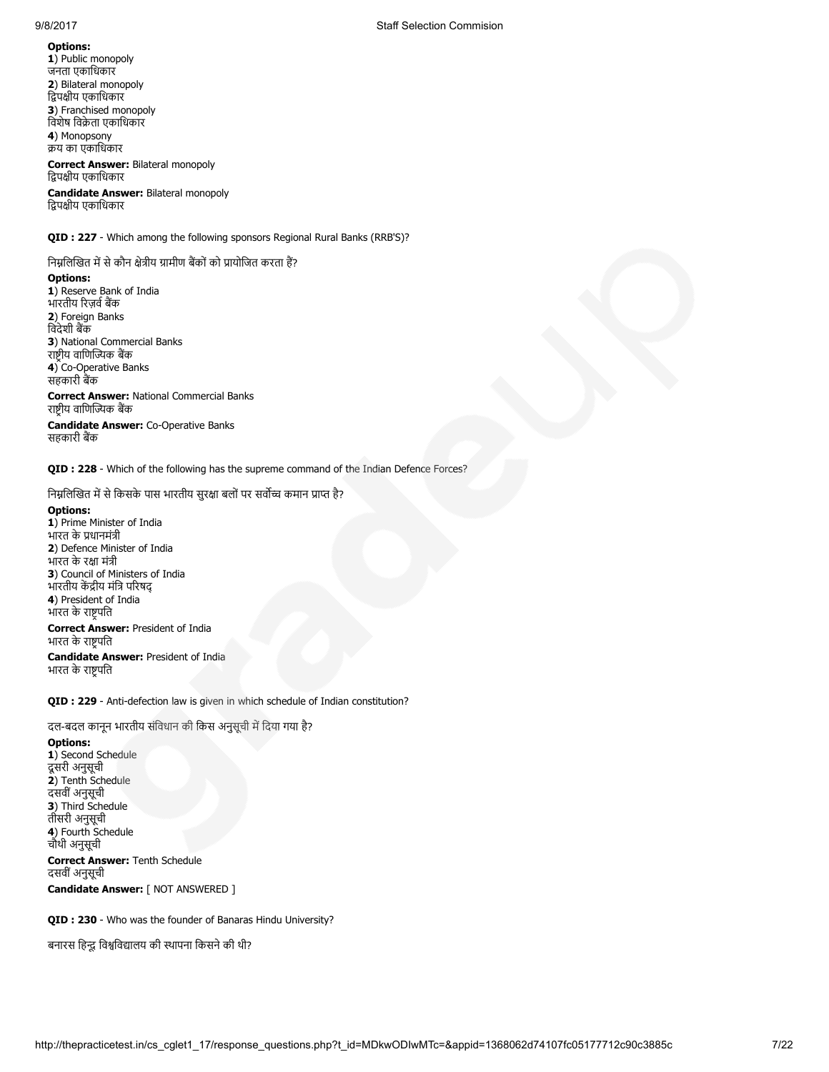**Options:**
**1**) Public monopoly
जनता एकाधिकार
**2**) Bilateral monopoly
द्विपक्षीय एकाधिकार
**3**) Franchised monopoly
विशेष विक्रेता एकाधिकार
**4**) Monopsony
क्रय का एकाधिकार

**Correct Answer:** Bilateral monopoly
द्विपक्षीय एकाधिकार

**Candidate Answer:** Bilateral monopoly
द्विपक्षीय एकाधिकार

**QID : 227** - Which among the following sponsors Regional Rural Banks (RRB'S)?

निम्नलिखित में से कौन क्षेत्रीय ग्रामीण बैंकों को प्रायोजित करता हैं?

**Options:**
**1**) Reserve Bank of India
भारतीय रिज़र्व बैंक
**2**) Foreign Banks
विदेशी बैंक
**3**) National Commercial Banks
राष्ट्रीय वाणिज्यिक बैंक
**4**) Co-Operative Banks
सहकारी बैंक

**Correct Answer:** National Commercial Banks
राष्ट्रीय वाणिज्यिक बैंक

**Candidate Answer:** Co-Operative Banks
सहकारी बैंक

**QID : 228** - Which of the following has the supreme command of the Indian Defence Forces?

निम्नलिखित में से किसके पास भारतीय सुरक्षा बलों पर सर्वोच्च कमान प्राप्त है?

**Options:**
**1**) Prime Minister of India
भारत के प्रधानमंत्री
**2**) Defence Minister of India
भारत के रक्षा मंत्री
**3**) Council of Ministers of India
भारतीय केंद्रीय मंत्रि परिषद्
**4**) President of India
भारत के राष्ट्रपति

**Correct Answer:** President of India
भारत के राष्ट्रपति

**Candidate Answer:** President of India
भारत के राष्ट्रपति

**QID : 229** - Anti-defection law is given in which schedule of Indian constitution?

दल-बदल कानून भारतीय संविधान की किस अनुसूची में दिया गया है?

**Options:**
**1**) Second Schedule
दूसरी अनुसूची
**2**) Tenth Schedule
दसवीं अनुसूची
**3**) Third Schedule
तीसरी अनुसूची
**4**) Fourth Schedule
चौथी अनुसूची

**Correct Answer:** Tenth Schedule
दसवीं अनुसूची

**Candidate Answer:** [ NOT ANSWERED ]

**QID : 230** - Who was the founder of Banaras Hindu University?

बनारस हिन्दू विश्वविद्यालय की स्थापना किसने की थी?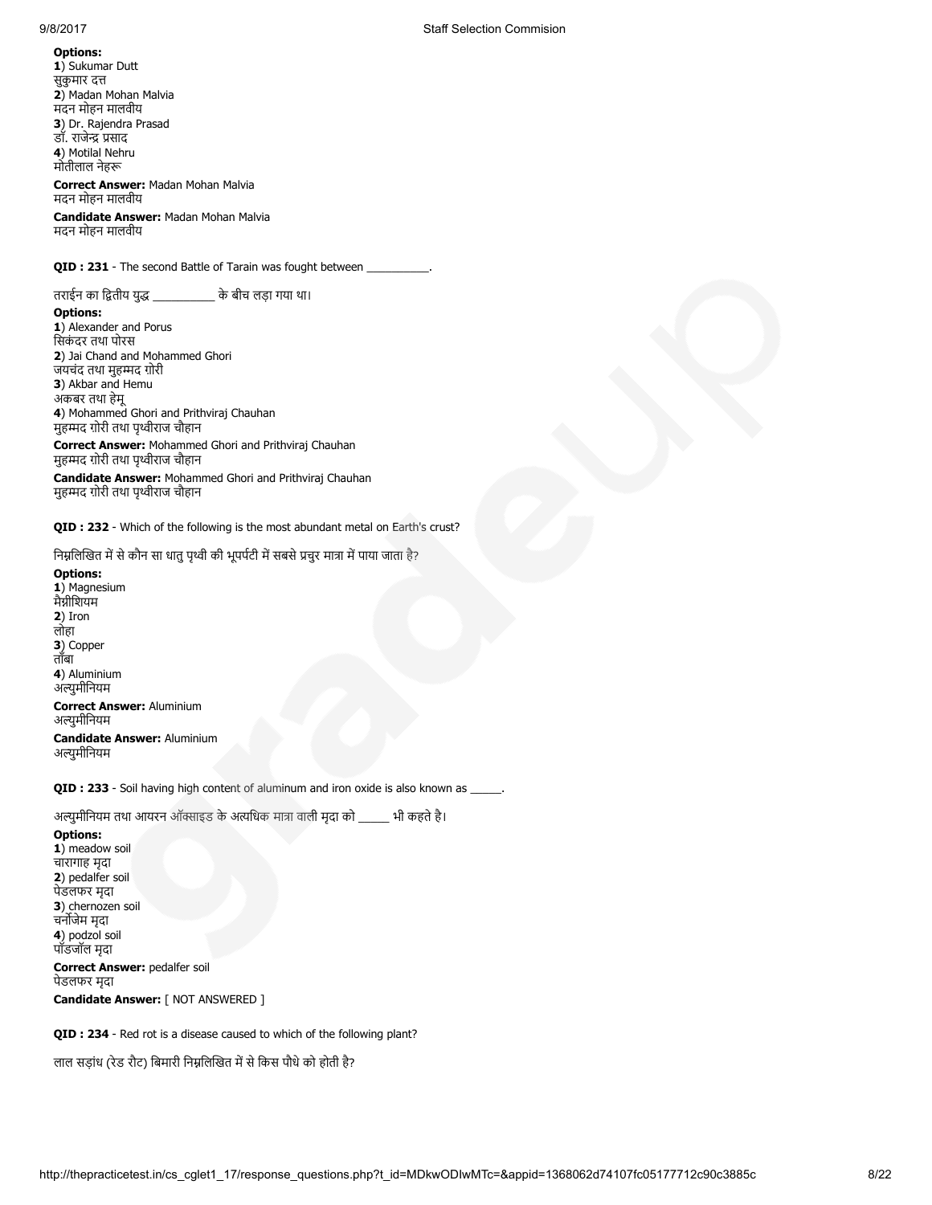**Options:**
**1**) Sukumar Dutt
सुकुमार दत्त
**2**) Madan Mohan Malvia
मदन मोहन मालवीय
**3**) Dr. Rajendra Prasad
डॉ. राजेन्द्र प्रसाद
**4**) Motilal Nehru
मोतीलाल नेहरू

**Correct Answer:** Madan Mohan Malvia
मदन मोहन मालवीय

**Candidate Answer:** Madan Mohan Malvia
मदन मोहन मालवीय

**QID : 231** - The second Battle of Tarain was fought between __________.

तराईन का द्वितीय युद्ध __________ के बीच लड़ा गया था।

**Options:**
**1**) Alexander and Porus
सिकंदर तथा पोरस
**2**) Jai Chand and Mohammed Ghori
जयचंद तथा मुहम्मद ग़ोरी
**3**) Akbar and Hemu
अकबर तथा हेमू
**4**) Mohammed Ghori and Prithviraj Chauhan
मुहम्मद ग़ोरी तथा पृथ्वीराज चौहान

**Correct Answer:** Mohammed Ghori and Prithviraj Chauhan
मुहम्मद ग़ोरी तथा पृथ्वीराज चौहान

**Candidate Answer:** Mohammed Ghori and Prithviraj Chauhan
मुहम्मद ग़ोरी तथा पृथ्वीराज चौहान

**QID : 232** - Which of the following is the most abundant metal on Earth's crust?

निम्नलिखित में से कौन सा धातु पृथ्वी की भूपर्पटी में सबसे प्रचुर मात्रा में पाया जाता है?

**Options:**
**1**) Magnesium
मैग्नीशियम
**2**) Iron
लोहा
**3**) Copper
ताँबा
**4**) Aluminium
अल्युमीनियम

**Correct Answer:** Aluminium
अल्युमीनियम

**Candidate Answer:** Aluminium
अल्युमीनियम

**QID : 233** - Soil having high content of aluminum and iron oxide is also known as _____.

अल्युमीनियम तथा आयरन ऑक्साइड के अत्यधिक मात्रा वाली मृदा को _____ भी कहते है।

**Options:**
**1**) meadow soil
चारागाह मृदा
**2**) pedalfer soil
पेडलफर मृदा
**3**) chernozen soil
चर्नोजेम मृदा
**4**) podzol soil
पॉडजॉल मृदा

**Correct Answer:** pedalfer soil
पेडलफर मृदा

**Candidate Answer:** [ NOT ANSWERED ]

**QID : 234** - Red rot is a disease caused to which of the following plant?

लाल सड़ांध (रेड रौट) बिमारी निम्नलिखित में से किस पौधे को होती है?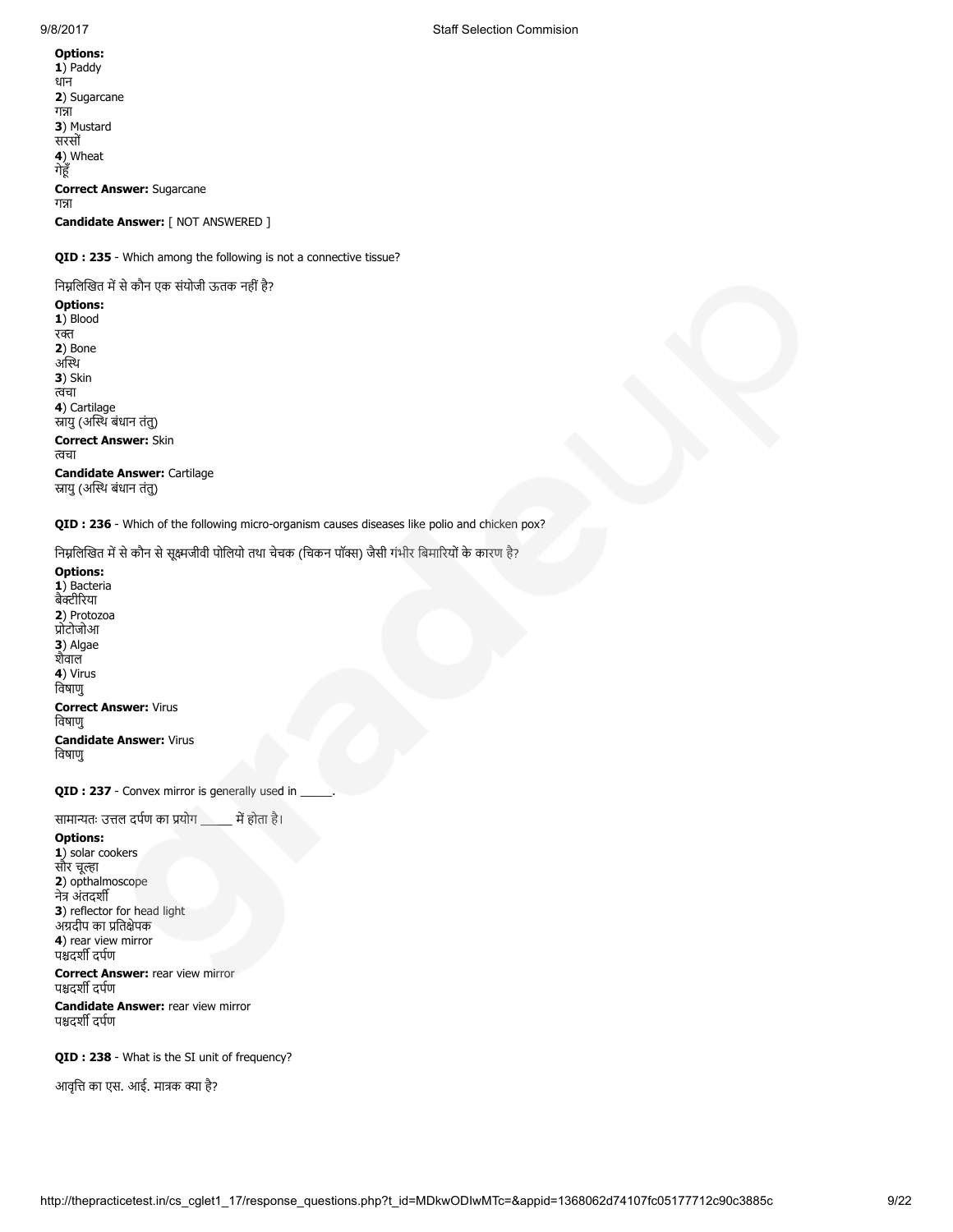**Options:**
**1**) Paddy
धान
**2**) Sugarcane
गन्ना
**3**) Mustard
सरसों
**4**) Wheat
गेहूँ

**Correct Answer:** Sugarcane
गन्ना

**Candidate Answer:** [ NOT ANSWERED ]

**QID : 235** - Which among the following is not a connective tissue?

निम्नलिखित में से कौन एक संयोजी ऊतक नहीं है?

**Options:**
**1**) Blood
रक्त
**2**) Bone
अस्थि
**3**) Skin
त्वचा
**4**) Cartilage
स्नायु (अस्थि बंधान तंतु)

**Correct Answer:** Skin
त्वचा

**Candidate Answer:** Cartilage
स्नायु (अस्थि बंधान तंतु)

**QID : 236** - Which of the following micro-organism causes diseases like polio and chicken pox?

निम्नलिखित में से कौन से सूक्ष्मजीवी पोलियो तथा चेचक (चिकन पॉक्स) जैसी गंभीर बिमारियों के कारण है?

**Options:**
**1**) Bacteria
बैक्टीरिया
**2**) Protozoa
प्रोटोजोआ
**3**) Algae
शैवाल
**4**) Virus
विषाणु

**Correct Answer:** Virus
विषाणु

**Candidate Answer:** Virus
विषाणु

**QID : 237** - Convex mirror is generally used in _____.

सामान्यतः उत्तल दर्पण का प्रयोग _____ में होता है।

**Options:**
**1**) solar cookers
सौर चूल्हा
**2**) opthalmoscope
नेत्र अंतदर्शी
**3**) reflector for head light
अग्रदीप का प्रतिक्षेपक
**4**) rear view mirror
पश्चदर्शी दर्पण

**Correct Answer:** rear view mirror
पश्चदर्शी दर्पण

**Candidate Answer:** rear view mirror
पश्चदर्शी दर्पण

**QID : 238** - What is the SI unit of frequency?

आवृत्ति का एस. आई. मात्रक क्या है?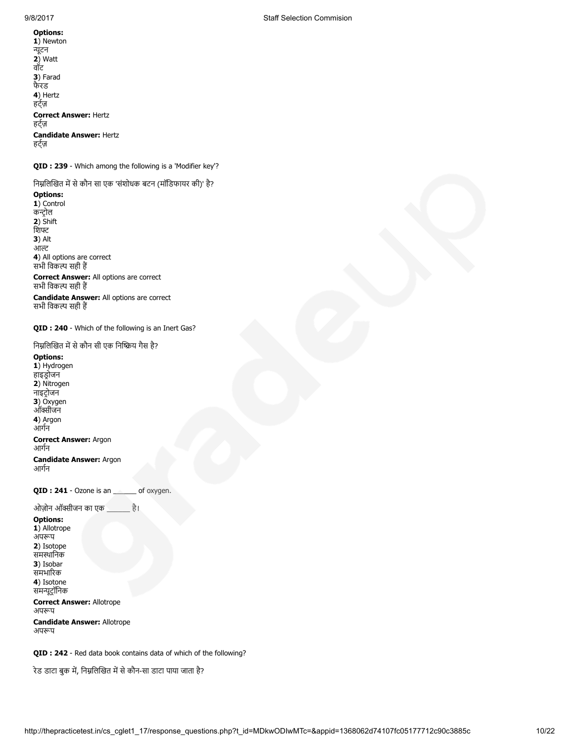**Options:**
**1**) Newton
न्यूटन
**2**) Watt
वॉट
**3**) Farad
फैरड
**4**) Hertz
हर्ट्ज़

**Correct Answer:** Hertz
हर्ट्ज़

**Candidate Answer:** Hertz
हर्ट्ज़

**QID : 239** - Which among the following is a 'Modifier key'?

निम्नलिखित में से कौन सा एक 'संशोधक बटन (मॉडिफायर की)' है?

**Options:**
**1**) Control
कन्ट्रोल
**2**) Shift
शिफ्ट
**3**) Alt
आल्ट
**4**) All options are correct
सभी विकल्प सही हैं

**Correct Answer:** All options are correct
सभी विकल्प सही हैं

**Candidate Answer:** All options are correct
सभी विकल्प सही हैं

**QID : 240** - Which of the following is an Inert Gas?

निम्नलिखित में से कौन सी एक निष्क्रिय गैस है?

**Options:**
**1**) Hydrogen
हाइड्रोजन
**2**) Nitrogen
नाइट्रोजन
**3**) Oxygen
ऑक्सीजन
**4**) Argon
आर्गन

**Correct Answer:** Argon
आर्गन

**Candidate Answer:** Argon
आर्गन

**QID : 241** - Ozone is an ______ of oxygen.

ओज़ोन ऑक्सीजन का एक ______ है।

**Options:**
**1**) Allotrope
अपरूप
**2**) Isotope
समस्थानिक
**3**) Isobar
समभारिक
**4**) Isotone
समन्यूट्रॉनिक

**Correct Answer:** Allotrope
अपरूप

**Candidate Answer:** Allotrope
अपरूप

**QID : 242** - Red data book contains data of which of the following?

रेड डाटा बुक में, निम्नलिखित में से कौन-सा डाटा पाया जाता है?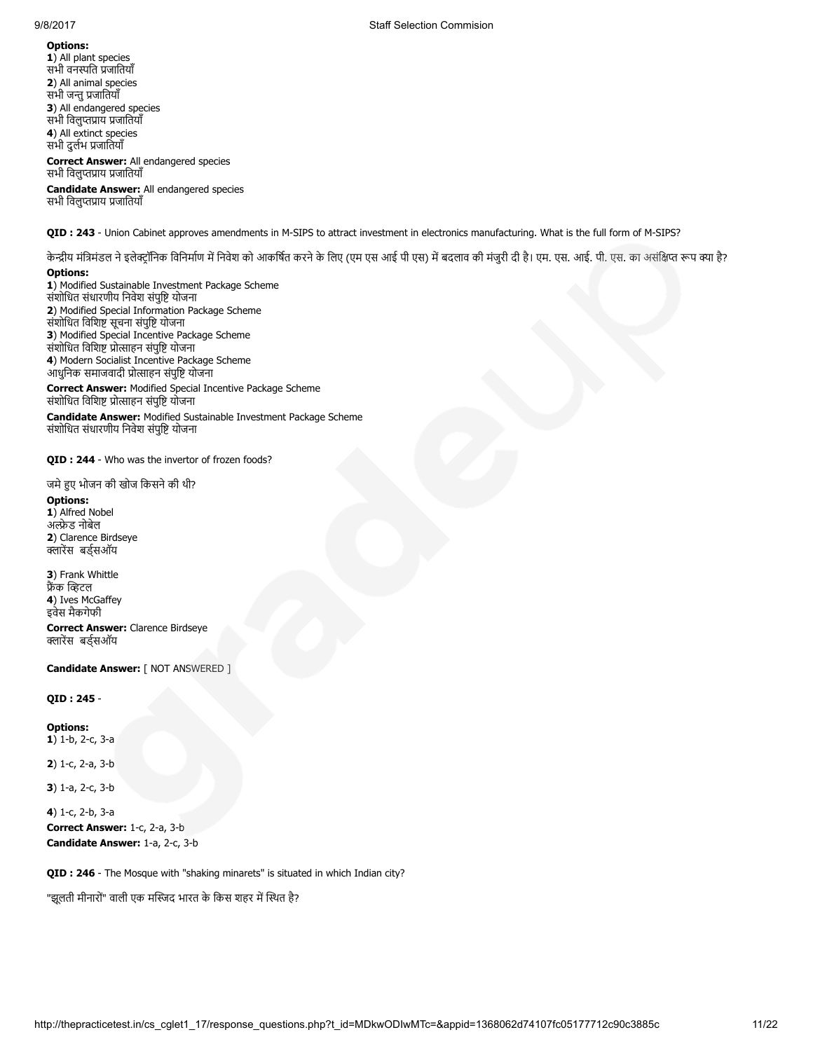**Options:**
**1**) All plant species
सभी वनस्पति प्रजातियाँ
**2**) All animal species
सभी जन्तु प्रजातियाँ
**3**) All endangered species
सभी विलुप्तप्राय प्रजातियाँ
**4**) All extinct species
सभी दुर्लभ प्रजातियाँ

**Correct Answer:** All endangered species
सभी विलुप्तप्राय प्रजातियाँ

**Candidate Answer:** All endangered species
सभी विलुप्तप्राय प्रजातियाँ

**QID : 243** - Union Cabinet approves amendments in M-SIPS to attract investment in electronics manufacturing. What is the full form of M-SIPS?

केन्द्रीय मंत्रिमंडल ने इलेक्ट्रॉनिक विनिर्माण में निवेश को आकर्षित करने के लिए (एम एस आई पी एस) में बदलाव की मंजुरी दी है। एम. एस. आई. पी. एस. का असंक्षिप्त रूप क्या है?

**Options:**
**1**) Modified Sustainable Investment Package Scheme
संशोधित संधारणीय निवेश संपुष्टि योजना
**2**) Modified Special Information Package Scheme
संशोधित विशिष्ट सूचना संपुष्टि योजना
**3**) Modified Special Incentive Package Scheme
संशोधित विशिष्ट प्रोत्साहन संपुष्टि योजना
**4**) Modern Socialist Incentive Package Scheme
आधुनिक समाजवादी प्रोत्साहन संपुष्टि योजना

**Correct Answer:** Modified Special Incentive Package Scheme
संशोधित विशिष्ट प्रोत्साहन संपुष्टि योजना

**Candidate Answer:** Modified Sustainable Investment Package Scheme
संशोधित संधारणीय निवेश संपुष्टि योजना

**QID : 244** - Who was the invertor of frozen foods?

जमे हुए भोजन की खोज किसने की थी?

**Options:**
**1**) Alfred Nobel
अल्फ्रेड नोबेल
**2**) Clarence Birdseye
क्लारेंस बर्ड्सआॅय

**3**) Frank Whittle
फ्रैंक व्हिटल
**4**) Ives McGaffey
इवेस मैकगेफी

**Correct Answer:** Clarence Birdseye
क्लारेंस बर्ड्सआॅय

**Candidate Answer:** [ NOT ANSWERED ]

**QID : 245** -

**Options:**
**1**) 1-b, 2-c, 3-a

**2**) 1-c, 2-a, 3-b

**3**) 1-a, 2-c, 3-b

**4**) 1-c, 2-b, 3-a

**Correct Answer:** 1-c, 2-a, 3-b

**Candidate Answer:** 1-a, 2-c, 3-b

**QID : 246** - The Mosque with "shaking minarets" is situated in which Indian city?

"झूलती मीनारों" वाली एक मस्जिद भारत के किस शहर में स्थित है?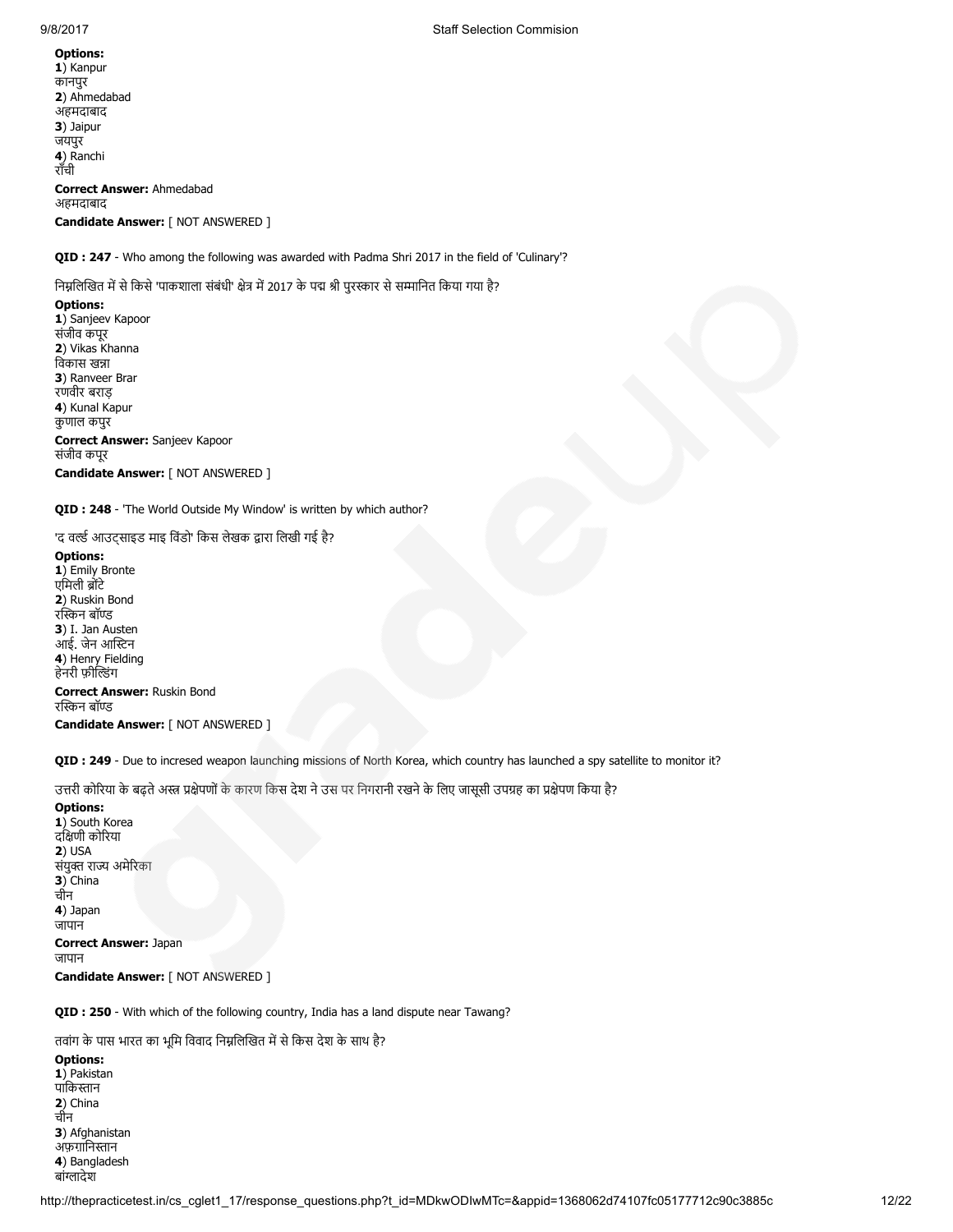**Options:**
**1**) Kanpur
कानपुर
**2**) Ahmedabad
अहमदाबाद
**3**) Jaipur
जयपुर
**4**) Ranchi
राँची

**Correct Answer:** Ahmedabad
अहमदाबाद

**Candidate Answer:** [ NOT ANSWERED ]

**QID : 247** - Who among the following was awarded with Padma Shri 2017 in the field of 'Culinary'?

निम्नलिखित में से किसे 'पाकशाला संबंधी' क्षेत्र में 2017 के पद्म श्री पुरस्कार से सम्मानित किया गया है?

**Options:**
**1**) Sanjeev Kapoor
संजीव कपूर
**2**) Vikas Khanna
विकास खन्ना
**3**) Ranveer Brar
रणवीर बराड़
**4**) Kunal Kapur
कुणाल कपुर

**Correct Answer:** Sanjeev Kapoor
संजीव कपूर

**Candidate Answer:** [ NOT ANSWERED ]

**QID : 248** - 'The World Outside My Window' is written by which author?

'द वर्ल्ड आउट्साइड माइ विंडो' किस लेखक द्वारा लिखी गई है?

**Options:**
**1**) Emily Bronte
एमिली ब्रॉंटे
**2**) Ruskin Bond
रस्किन बॉण्ड
**3**) I. Jan Austen
आई. जेन आस्टिन
**4**) Henry Fielding
हेनरी फ़ील्डिंग

**Correct Answer:** Ruskin Bond
रस्किन बॉण्ड

**Candidate Answer:** [ NOT ANSWERED ]

**QID : 249** - Due to incresed weapon launching missions of North Korea, which country has launched a spy satellite to monitor it?

उत्तरी कोरिया के बढ़ते अस्त्र प्रक्षेपणों के कारण किस देश ने उस पर निगरानी रखने के लिए जासूसी उपग्रह का प्रक्षेपण किया है?

**Options:**
**1**) South Korea
दक्षिणी कोरिया
**2**) USA
संयुक्त राज्य अमेरिका
**3**) China
चीन
**4**) Japan
जापान

**Correct Answer:** Japan
जापान

**Candidate Answer:** [ NOT ANSWERED ]

**QID : 250** - With which of the following country, India has a land dispute near Tawang?

तवांग के पास भारत का भूमि विवाद निम्नलिखित में से किस देश के साथ है?

**Options:**
**1**) Pakistan
पाकिस्तान
**2**) China
चीन
**3**) Afghanistan
अफ़ग़ानिस्तान
**4**) Bangladesh
बांग्लादेश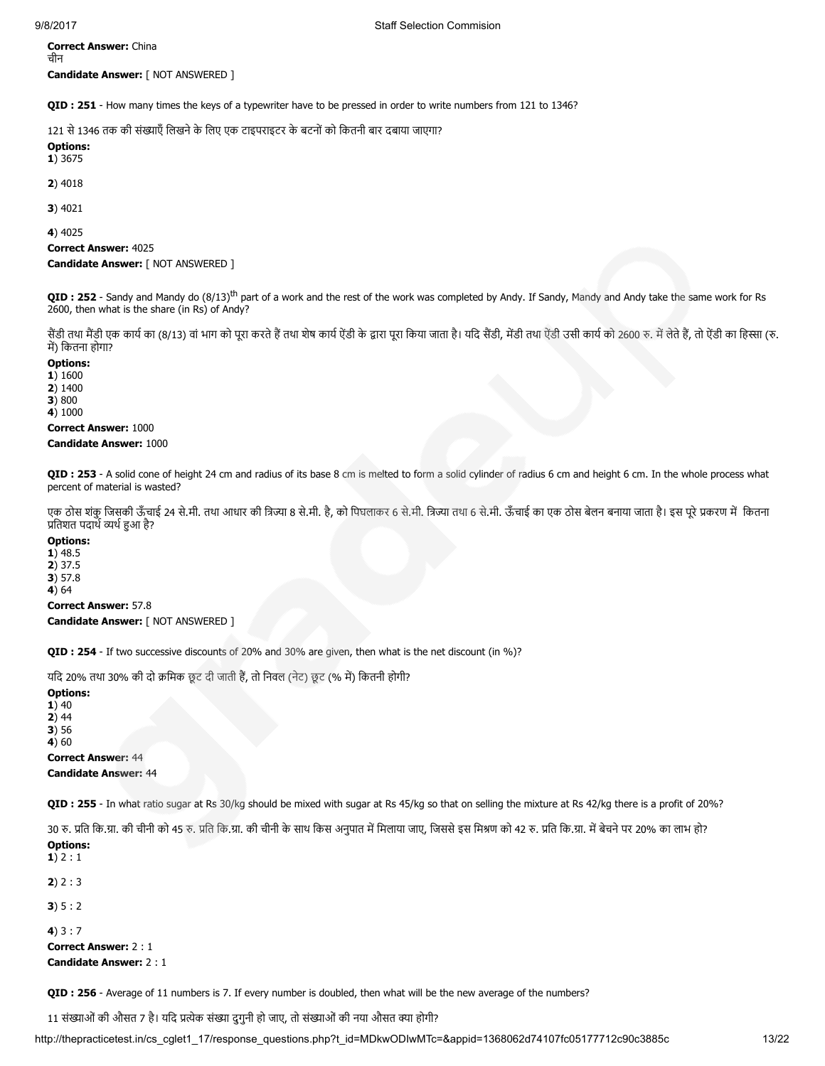**Correct Answer:** China
चीन

**Candidate Answer:** [ NOT ANSWERED ]

**QID : 251** - How many times the keys of a typewriter have to be pressed in order to write numbers from 121 to 1346?

121 से 1346 तक की संख्याएँ लिखने के लिए एक टाइपराइटर के बटनों को कितनी बार दबाया जाएगा?

**Options:**

**1**) 3675

**2**) 4018

**3**) 4021

**4**) 4025

**Correct Answer:** 4025

**Candidate Answer:** [ NOT ANSWERED ]

**QID : 252** - Sandy and Mandy do $(8/13)^{th}$ part of a work and the rest of the work was completed by Andy. If Sandy, Mandy and Andy take the same work for Rs 2600, then what is the share (in Rs) of Andy?

सैंडी तथा मैंडी एक कार्य का (8/13) वां भाग को पूरा करते हैं तथा शेष कार्य ऐंडी के द्वारा पूरा किया जाता है। यदि सैंडी, मेंडी तथा ऐंडी उसी कार्य को 2600 रु. में लेते हैं, तो ऐंडी का हिस्सा (रु. में) कितना होगा?

**Options:**

**1**) 1600
**2**) 1400
**3**) 800
**4**) 1000

**Correct Answer:** 1000

**Candidate Answer:** 1000

**QID : 253** - A solid cone of height 24 cm and radius of its base 8 cm is melted to form a solid cylinder of radius 6 cm and height 6 cm. In the whole process what percent of material is wasted?

एक ठोस शंकु जिसकी ऊँचाई 24 से.मी. तथा आधार की त्रिज्या 8 से.मी. है, को पिघलाकर 6 से.मी. त्रिज्या तथा 6 से.मी. ऊँचाई का एक ठोस बेलन बनाया जाता है। इस पूरे प्रकरण में कितना प्रतिशत पदार्थ व्यर्थ हुआ है?

**Options:**

**1**) 48.5
**2**) 37.5
**3**) 57.8
**4**) 64

**Correct Answer:** 57.8

**Candidate Answer:** [ NOT ANSWERED ]

**QID : 254** - If two successive discounts of 20% and 30% are given, then what is the net discount (in %)?

यदि 20% तथा 30% की दो क्रमिक छूट दी जाती हैं, तो निवल (नेट) छूट (% में) कितनी होगी?

**Options:**

**1**) 40
**2**) 44
**3**) 56
**4**) 60

**Correct Answer:** 44

**Candidate Answer:** 44

**QID : 255** - In what ratio sugar at Rs 30/kg should be mixed with sugar at Rs 45/kg so that on selling the mixture at Rs 42/kg there is a profit of 20%?

30 रु. प्रति कि.ग्रा. की चीनी को 45 रु. प्रति कि.ग्रा. की चीनी के साथ किस अनुपात में मिलाया जाए, जिससे इस मिश्रण को 42 रु. प्रति कि.ग्रा. में बेचने पर 20% का लाभ हो?

**Options:**

**1**) 2 : 1

**2**) 2 : 3

**3**) 5 : 2

**4**) 3 : 7

**Correct Answer:** 2 : 1

**Candidate Answer:** 2 : 1

**QID : 256** - Average of 11 numbers is 7. If every number is doubled, then what will be the new average of the numbers?

11 संख्याओं की औसत 7 है। यदि प्रत्येक संख्या दुगुनी हो जाए, तो संख्याओं की नया औसत क्या होगी?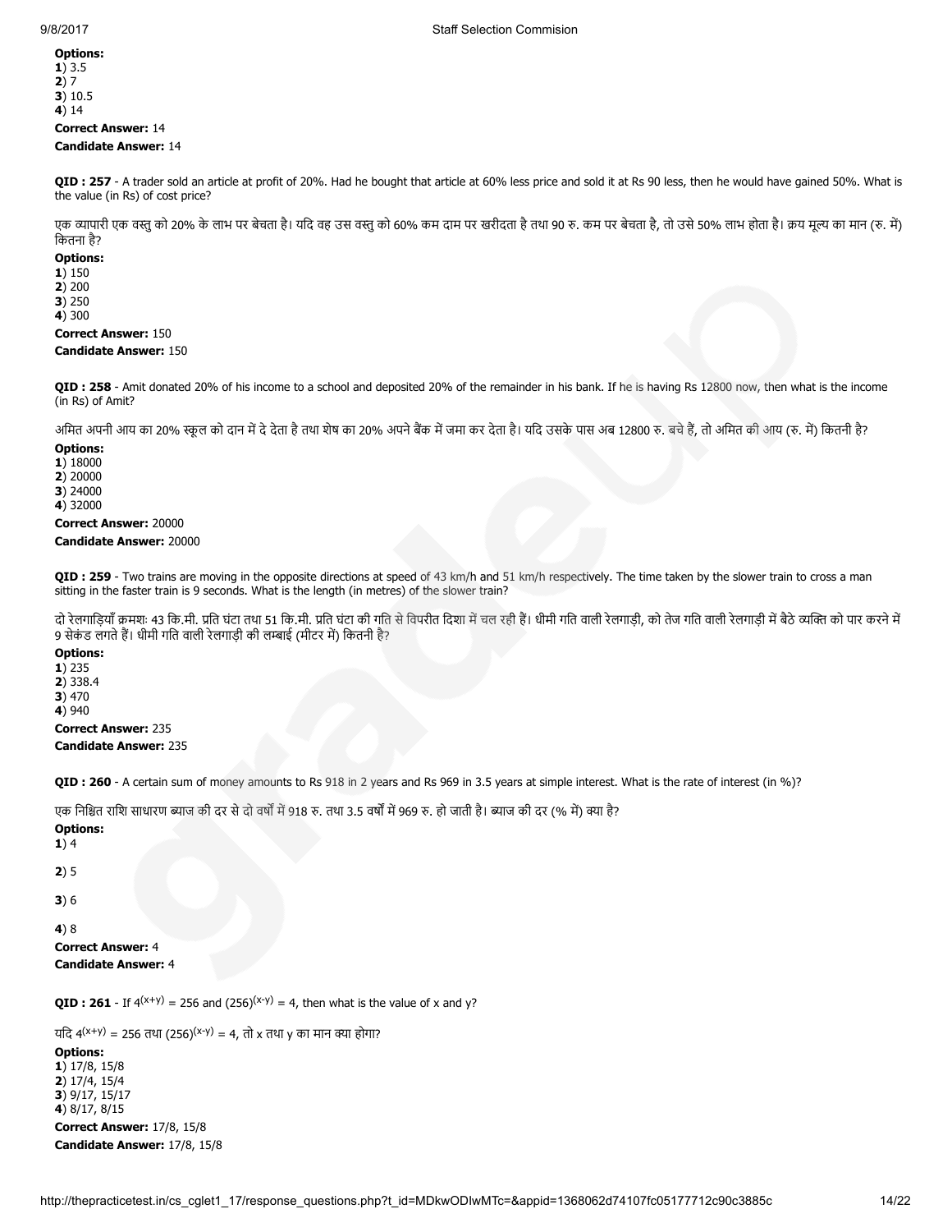**Options:**
**1**) 3.5
**2**) 7
**3**) 10.5
**4**) 14

**Correct Answer:** 14

**Candidate Answer:** 14

**QID : 257** - A trader sold an article at profit of 20%. Had he bought that article at 60% less price and sold it at Rs 90 less, then he would have gained 50%. What is the value (in Rs) of cost price?

एक व्यापारी एक वस्तु को 20% के लाभ पर बेचता है। यदि वह उस वस्तु को 60% कम दाम पर खरीदता है तथा 90 रु. कम पर बेचता है, तो उसे 50% लाभ होता है। क्रय मूल्य का मान (रु. में) कितना है?

**Options:**
**1**) 150
**2**) 200
**3**) 250
**4**) 300

**Correct Answer:** 150

**Candidate Answer:** 150

**QID : 258** - Amit donated 20% of his income to a school and deposited 20% of the remainder in his bank. If he is having Rs 12800 now, then what is the income (in Rs) of Amit?

अमित अपनी आय का 20% स्कूल को दान में दे देता है तथा शेष का 20% अपने बैंक में जमा कर देता है। यदि उसके पास अब 12800 रु. बचे हैं, तो अमित की आय (रु. में) कितनी है?

**Options:**
**1**) 18000
**2**) 20000
**3**) 24000
**4**) 32000

**Correct Answer:** 20000

**Candidate Answer:** 20000

**QID : 259** - Two trains are moving in the opposite directions at speed of 43 km/h and 51 km/h respectively. The time taken by the slower train to cross a man sitting in the faster train is 9 seconds. What is the length (in metres) of the slower train?

दो रेलगाड़ियाँ क्रमशः 43 कि.मी. प्रति घंटा तथा 51 कि.मी. प्रति घंटा की गति से विपरीत दिशा में चल रही हैं। धीमी गति वाली रेलगाड़ी, को तेज गति वाली रेलगाड़ी में बैठे व्यक्ति को पार करने में 9 सेकंड लगते हैं। धीमी गति वाली रेलगाड़ी की लम्बाई (मीटर में) कितनी है?

**Options:**
**1**) 235
**2**) 338.4
**3**) 470
**4**) 940

**Correct Answer:** 235

**Candidate Answer:** 235

**QID : 260** - A certain sum of money amounts to Rs 918 in 2 years and Rs 969 in 3.5 years at simple interest. What is the rate of interest (in %)?

एक निश्चित राशि साधारण ब्याज की दर से दो वर्षों में 918 रु. तथा 3.5 वर्षों में 969 रु. हो जाती है। ब्याज की दर (% में) क्या है?

**Options:**
**1**) 4

**2**) 5

**3**) 6

**4**) 8

**Correct Answer:** 4

**Candidate Answer:** 4

**QID : 261** - If $4^{(x+y)} = 256$ and $(256)^{(x-y)} = 4$, then what is the value of x and y?

यदि $4^{(x+y)} = 256$ तथा $(256)^{(x-y)} = 4$, तो x तथा y का मान क्या होगा?

**Options:**
**1**) 17/8, 15/8
**2**) 17/4, 15/4
**3**) 9/17, 15/17
**4**) 8/17, 8/15

**Correct Answer:** 17/8, 15/8

**Candidate Answer:** 17/8, 15/8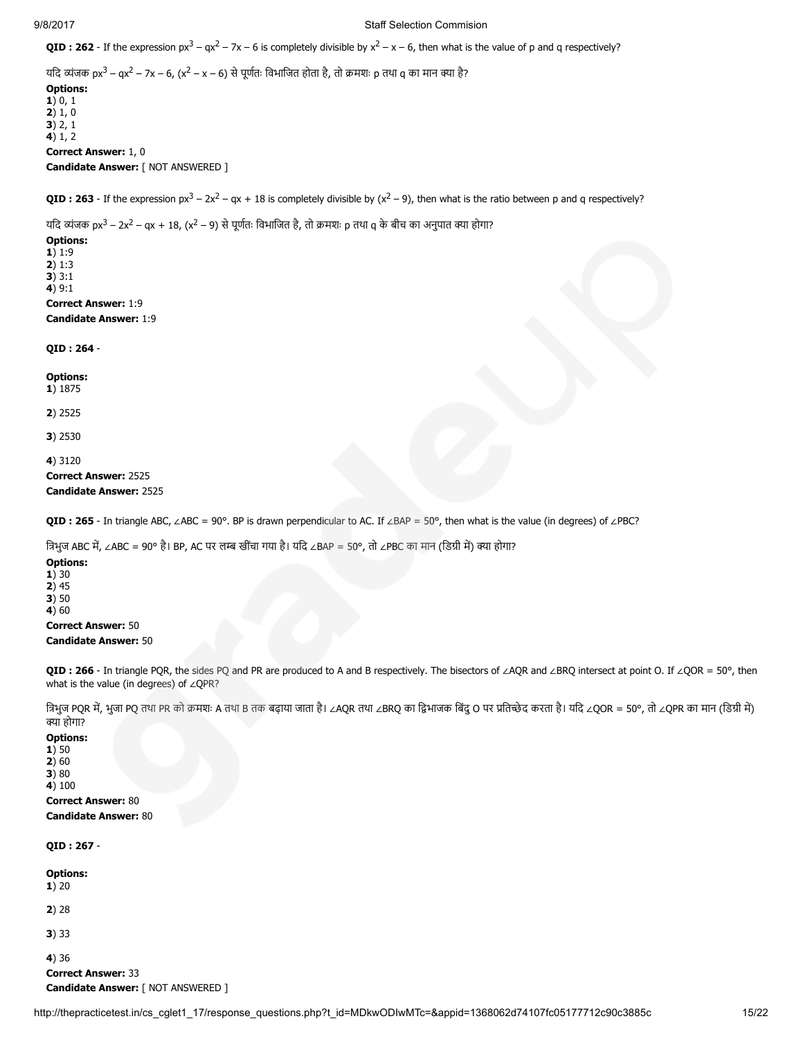**QID : 262** - If the expression $px^3 - qx^2 - 7x - 6$ is completely divisible by $x^2 - x - 6$, then what is the value of p and q respectively?

यदि व्यंजक $px^3 - qx^2 - 7x - 6$, $(x^2 - x - 6)$ से पूर्णतः विभाजित होता है, तो क्रमशः p तथा q का मान क्या है?

**Options:**
**1**) 0, 1
**2**) 1, 0
**3**) 2, 1
**4**) 1, 2

**Correct Answer:** 1, 0
**Candidate Answer:** [ NOT ANSWERED ]

**QID : 263** - If the expression $px^3 - 2x^2 - qx + 18$ is completely divisible by $(x^2 - 9)$, then what is the ratio between p and q respectively?

यदि व्यंजक $px^3 - 2x^2 - qx + 18$, $(x^2 - 9)$ से पूर्णतः विभाजित है, तो क्रमशः p तथा q के बीच का अनुपात क्या होगा?

**Options:**
**1**) 1:9
**2**) 1:3
**3**) 3:1
**4**) 9:1

**Correct Answer:** 1:9
**Candidate Answer:** 1:9

**QID : 264** -

**Options:**
**1**) 1875

**2**) 2525

**3**) 2530

**4**) 3120

**Correct Answer:** 2525
**Candidate Answer:** 2525

**QID : 265** - In triangle ABC, ∠ABC = 90°. BP is drawn perpendicular to AC. If ∠BAP = 50°, then what is the value (in degrees) of ∠PBC?

त्रिभुज ABC में, ∠ABC = 90° है। BP, AC पर लम्ब खींचा गया है। यदि ∠BAP = 50°, तो ∠PBC का मान (डिग्री में) क्या होगा?

**Options:**
**1**) 30
**2**) 45
**3**) 50
**4**) 60

**Correct Answer:** 50
**Candidate Answer:** 50

**QID : 266** - In triangle PQR, the sides PQ and PR are produced to A and B respectively. The bisectors of ∠AQR and ∠BRQ intersect at point O. If ∠QOR = 50°, then what is the value (in degrees) of ∠QPR?

त्रिभुज PQR में, भुजा PQ तथा PR को क्रमशः A तथा B तक बढ़ाया जाता है। ∠AQR तथा ∠BRQ का द्विभाजक बिंदु O पर प्रतिच्छेद करता है। यदि ∠QOR = 50°, तो ∠QPR का मान (डिग्री में) क्या होगा?

**Options:**
**1**) 50
**2**) 60
**3**) 80
**4**) 100

**Correct Answer:** 80
**Candidate Answer:** 80

**QID : 267** -

**Options:**
**1**) 20

**2**) 28

**3**) 33

**4**) 36

**Correct Answer:** 33
**Candidate Answer:** [ NOT ANSWERED ]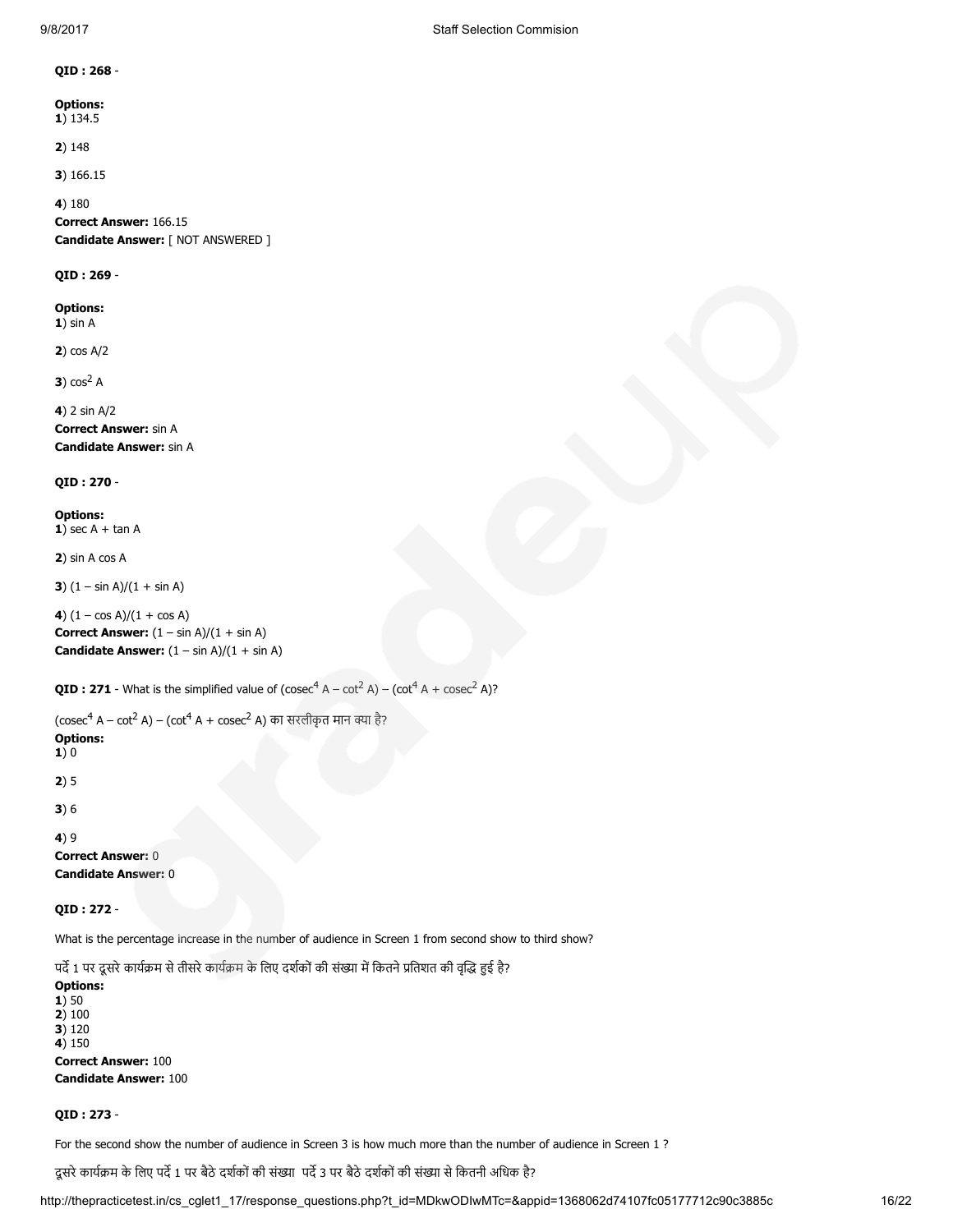**QID : 268** -

**Options:**
**1**) 134.5

**2**) 148

**3**) 166.15

**4**) 180

**Correct Answer:** 166.15
**Candidate Answer:** [ NOT ANSWERED ]

**QID : 269** -

**Options:**
**1**) sin A

**2**) cos A/2

**3**) $\cos^2$ A

**4**) 2 sin A/2
**Correct Answer:** sin A
**Candidate Answer:** sin A

**QID : 270** -

**Options:**
**1**) sec A + tan A

**2**) sin A cos A

**3**) (1 – sin A)/(1 + sin A)

**4**) (1 – cos A)/(1 + cos A)
**Correct Answer:** (1 – sin A)/(1 + sin A)
**Candidate Answer:** (1 – sin A)/(1 + sin A)

**QID : 271** - What is the simplified value of ($\text{cosec}^4$ A – $\cot^2$ A) – ($\cot^4$ A + $\text{cosec}^2$ A)?

($\text{cosec}^4$ A – $\cot^2$ A) – ($\cot^4$ A + $\text{cosec}^2$ A) का सरलीकृत मान क्या है?
**Options:**
**1**) 0

**2**) 5

**3**) 6

**4**) 9
**Correct Answer:** 0
**Candidate Answer:** 0

**QID : 272** -

What is the percentage increase in the number of audience in Screen 1 from second show to third show?

पर्दे 1 पर दूसरे कार्यक्रम से तीसरे कार्यक्रम के लिए दर्शकों की संख्या में कितने प्रतिशत की वृद्धि हुई है?
**Options:**
**1**) 50
**2**) 100
**3**) 120
**4**) 150
**Correct Answer:** 100
**Candidate Answer:** 100

**QID : 273** -

For the second show the number of audience in Screen 3 is how much more than the number of audience in Screen 1 ?

दूसरे कार्यक्रम के लिए पर्दे 1 पर बैठे दर्शकों की संख्या  पर्दे 3 पर बैठे दर्शकों की संख्या से कितनी अधिक है?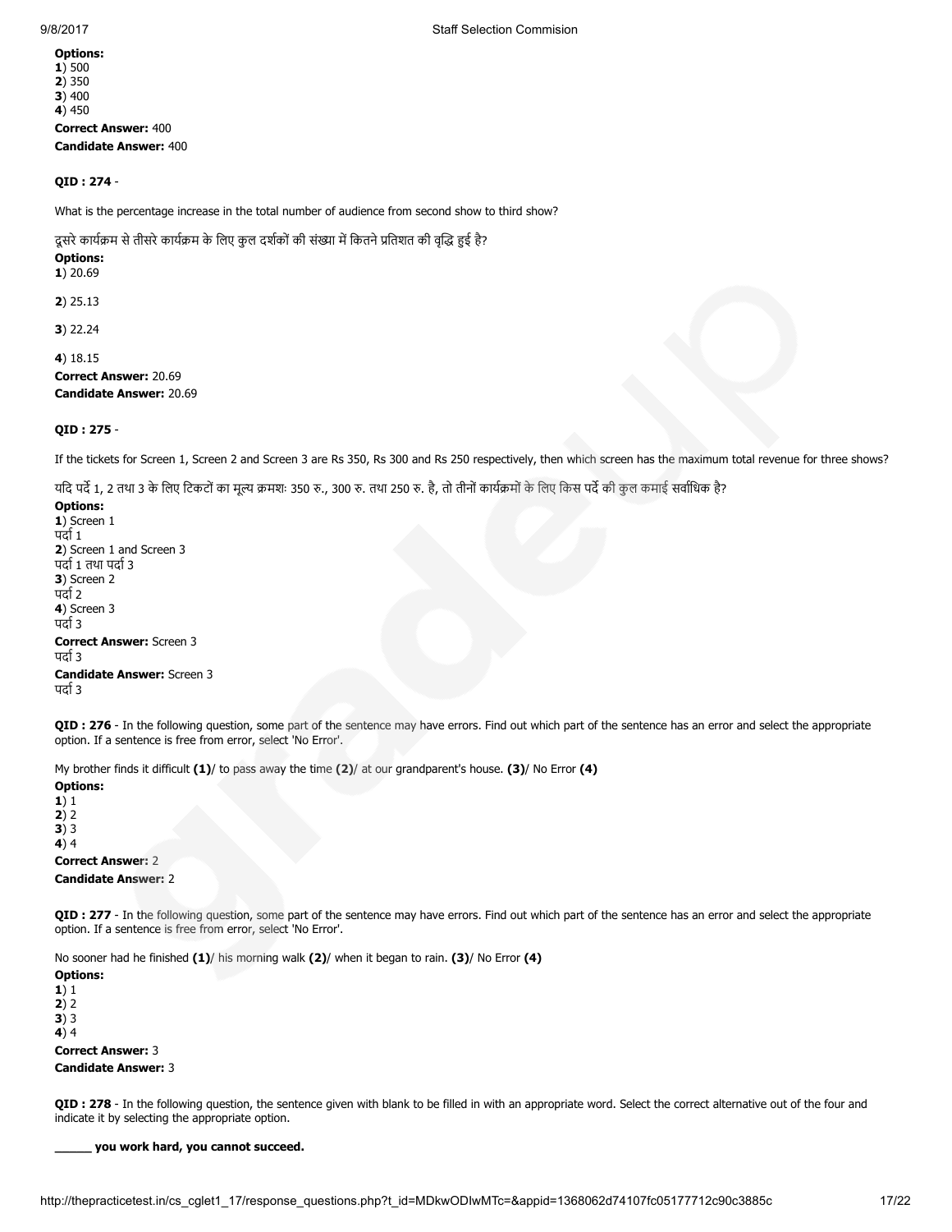**Options:**
**1**) 500
**2**) 350
**3**) 400
**4**) 450

**Correct Answer:** 400

**Candidate Answer:** 400

**QID : 274** -

What is the percentage increase in the total number of audience from second show to third show?

दूसरे कार्यक्रम से तीसरे कार्यक्रम के लिए कुल दर्शकों की संख्या में कितने प्रतिशत की वृद्धि हुई है?

**Options:**
**1**) 20.69

**2**) 25.13

**3**) 22.24

**4**) 18.15

**Correct Answer:** 20.69

**Candidate Answer:** 20.69

**QID : 275** -

If the tickets for Screen 1, Screen 2 and Screen 3 are Rs 350, Rs 300 and Rs 250 respectively, then which screen has the maximum total revenue for three shows?

यदि पर्दे 1, 2 तथा 3 के लिए टिकटों का मूल्य क्रमशः 350 रु., 300 रु. तथा 250 रु. है, तो तीनों कार्यक्रमों के लिए किस पर्दे की कुल कमाई सर्वाधिक है?

**Options:**
**1**) Screen 1
पर्दा 1
**2**) Screen 1 and Screen 3
पर्दा 1 तथा पर्दा 3
**3**) Screen 2
पर्दा 2
**4**) Screen 3
पर्दा 3

**Correct Answer:** Screen 3
पर्दा 3

**Candidate Answer:** Screen 3
पर्दा 3

**QID : 276** - In the following question, some part of the sentence may have errors. Find out which part of the sentence has an error and select the appropriate option. If a sentence is free from error, select 'No Error'.

My brother finds it difficult **(1)**/ to pass away the time **(2)**/ at our grandparent's house. **(3)**/ No Error **(4)**

**Options:**
**1**) 1
**2**) 2
**3**) 3
**4**) 4

**Correct Answer:** 2

**Candidate Answer:** 2

**QID : 277** - In the following question, some part of the sentence may have errors. Find out which part of the sentence has an error and select the appropriate option. If a sentence is free from error, select 'No Error'.

No sooner had he finished **(1)**/ his morning walk **(2)**/ when it began to rain. **(3)**/ No Error **(4)**

**Options:**
**1**) 1
**2**) 2
**3**) 3
**4**) 4

**Correct Answer:** 3

**Candidate Answer:** 3

**QID : 278** - In the following question, the sentence given with blank to be filled in with an appropriate word. Select the correct alternative out of the four and indicate it by selecting the appropriate option.

**_____ you work hard, you cannot succeed.**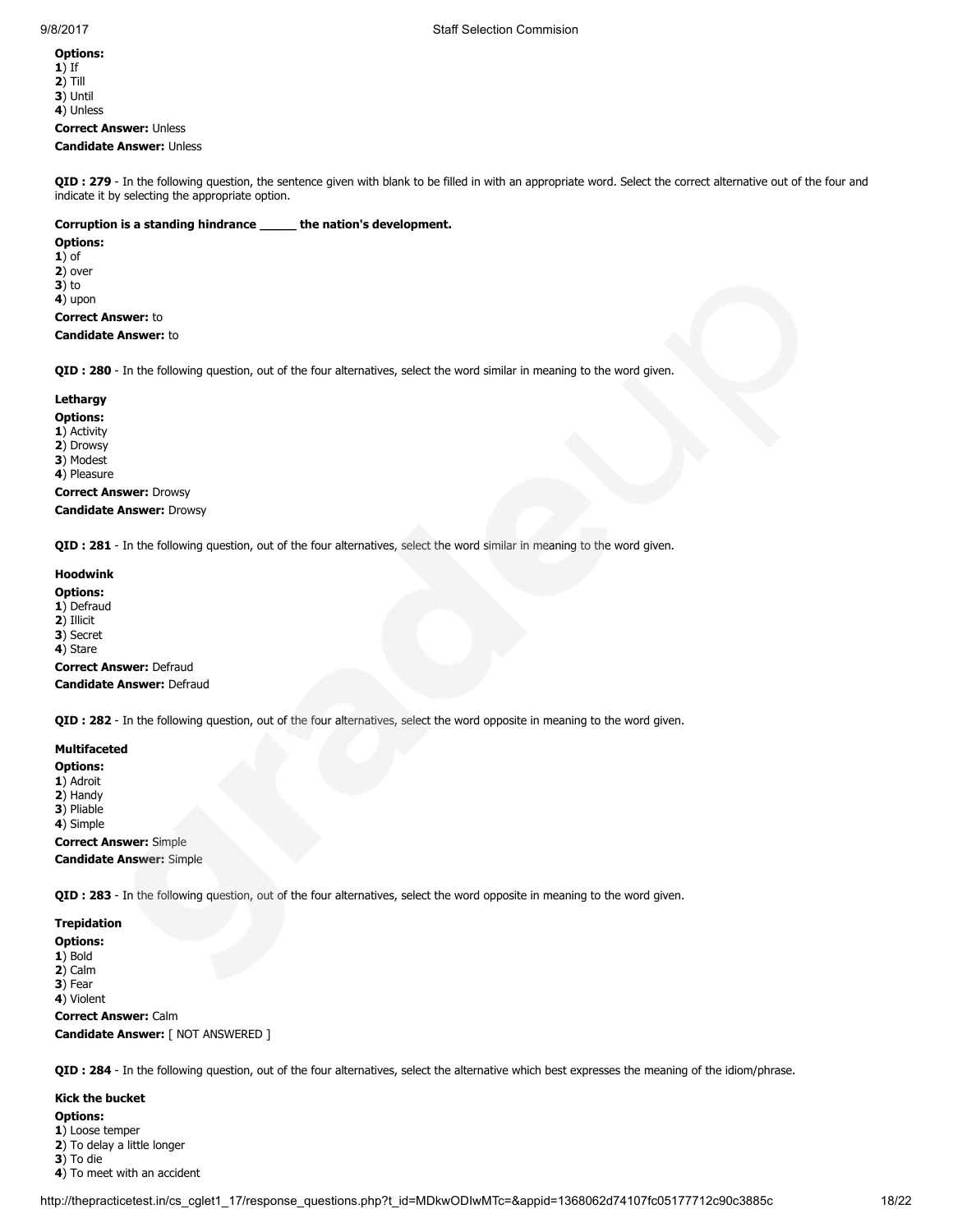**Options:**
**1**) If
**2**) Till
**3**) Until
**4**) Unless

**Correct Answer:** Unless

**Candidate Answer:** Unless

**QID : 279** - In the following question, the sentence given with blank to be filled in with an appropriate word. Select the correct alternative out of the four and indicate it by selecting the appropriate option.

**Corruption is a standing hindrance _____ the nation's development.**

**Options:**
**1**) of
**2**) over
**3**) to
**4**) upon

**Correct Answer:** to

**Candidate Answer:** to

**QID : 280** - In the following question, out of the four alternatives, select the word similar in meaning to the word given.

**Lethargy**

**Options:**
**1**) Activity
**2**) Drowsy
**3**) Modest
**4**) Pleasure

**Correct Answer:** Drowsy

**Candidate Answer:** Drowsy

**QID : 281** - In the following question, out of the four alternatives, select the word similar in meaning to the word given.

**Hoodwink**

**Options:**
**1**) Defraud
**2**) Illicit
**3**) Secret
**4**) Stare

**Correct Answer:** Defraud

**Candidate Answer:** Defraud

**QID : 282** - In the following question, out of the four alternatives, select the word opposite in meaning to the word given.

**Multifaceted**

**Options:**
**1**) Adroit
**2**) Handy
**3**) Pliable
**4**) Simple

**Correct Answer:** Simple

**Candidate Answer:** Simple

**QID : 283** - In the following question, out of the four alternatives, select the word opposite in meaning to the word given.

**Trepidation**

**Options:**
**1**) Bold
**2**) Calm
**3**) Fear
**4**) Violent

**Correct Answer:** Calm

**Candidate Answer:** [ NOT ANSWERED ]

**QID : 284** - In the following question, out of the four alternatives, select the alternative which best expresses the meaning of the idiom/phrase.

**Kick the bucket**

**Options:**
**1**) Loose temper
**2**) To delay a little longer
**3**) To die
**4**) To meet with an accident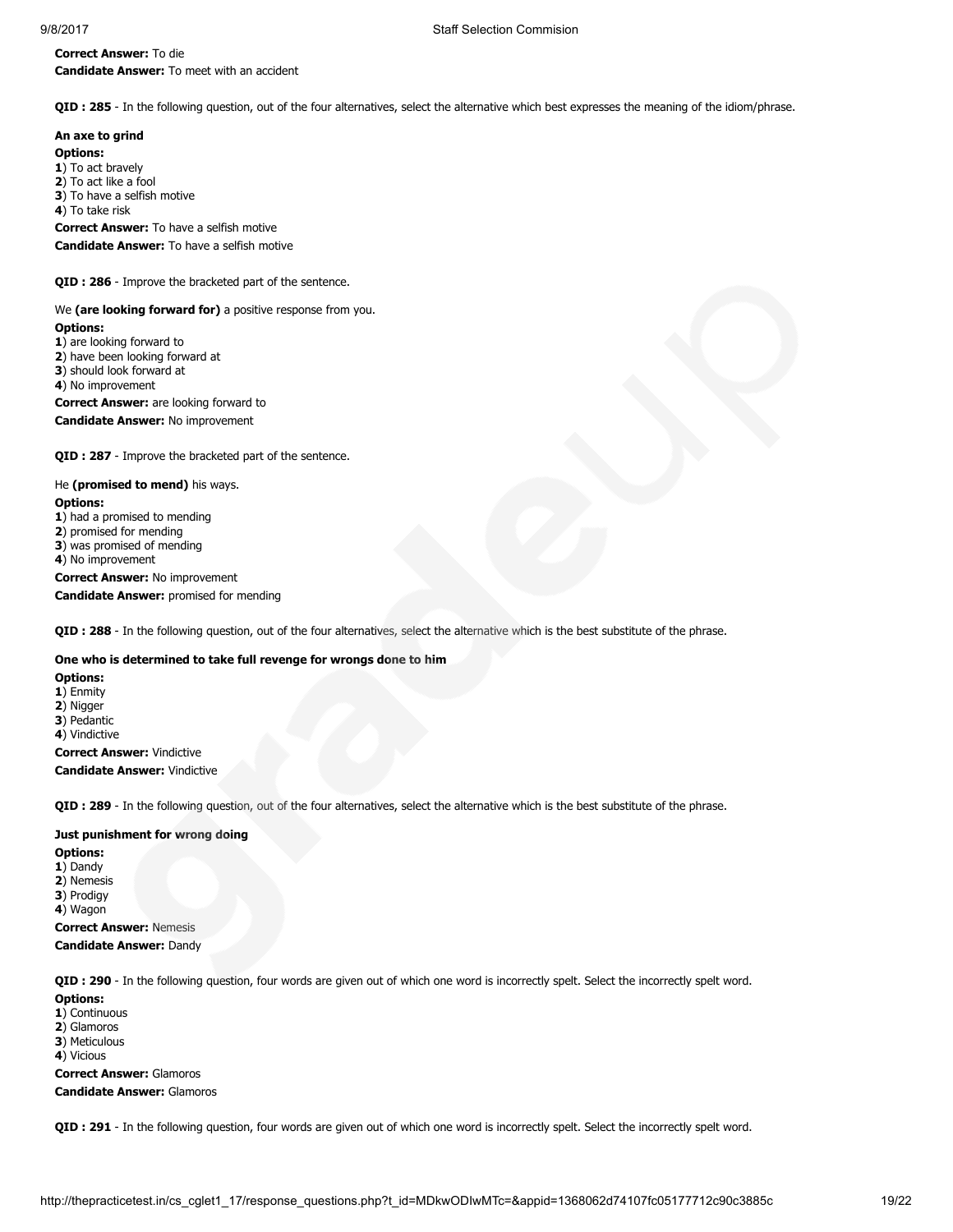**Correct Answer:** To die

**Candidate Answer:** To meet with an accident

**QID : 285** - In the following question, out of the four alternatives, select the alternative which best expresses the meaning of the idiom/phrase.

**An axe to grind**

**Options:**

**1**) To act bravely
**2**) To act like a fool
**3**) To have a selfish motive
**4**) To take risk

**Correct Answer:** To have a selfish motive

**Candidate Answer:** To have a selfish motive

**QID : 286** - Improve the bracketed part of the sentence.

We **(are looking forward for)** a positive response from you.

**Options:**

**1**) are looking forward to
**2**) have been looking forward at
**3**) should look forward at
**4**) No improvement

**Correct Answer:** are looking forward to

**Candidate Answer:** No improvement

**QID : 287** - Improve the bracketed part of the sentence.

He **(promised to mend)** his ways.

**Options:**

**1**) had a promised to mending
**2**) promised for mending
**3**) was promised of mending
**4**) No improvement

**Correct Answer:** No improvement

**Candidate Answer:** promised for mending

**QID : 288** - In the following question, out of the four alternatives, select the alternative which is the best substitute of the phrase.

**One who is determined to take full revenge for wrongs done to him**

**Options:**

**1**) Enmity
**2**) Nigger
**3**) Pedantic
**4**) Vindictive

**Correct Answer:** Vindictive

**Candidate Answer:** Vindictive

**QID : 289** - In the following question, out of the four alternatives, select the alternative which is the best substitute of the phrase.

**Just punishment for wrong doing**

**Options:**

**1**) Dandy
**2**) Nemesis
**3**) Prodigy
**4**) Wagon

**Correct Answer:** Nemesis

**Candidate Answer:** Dandy

**QID : 290** - In the following question, four words are given out of which one word is incorrectly spelt. Select the incorrectly spelt word.

**Options:**

**1**) Continuous
**2**) Glamoros
**3**) Meticulous
**4**) Vicious

**Correct Answer:** Glamoros

**Candidate Answer:** Glamoros

**QID : 291** - In the following question, four words are given out of which one word is incorrectly spelt. Select the incorrectly spelt word.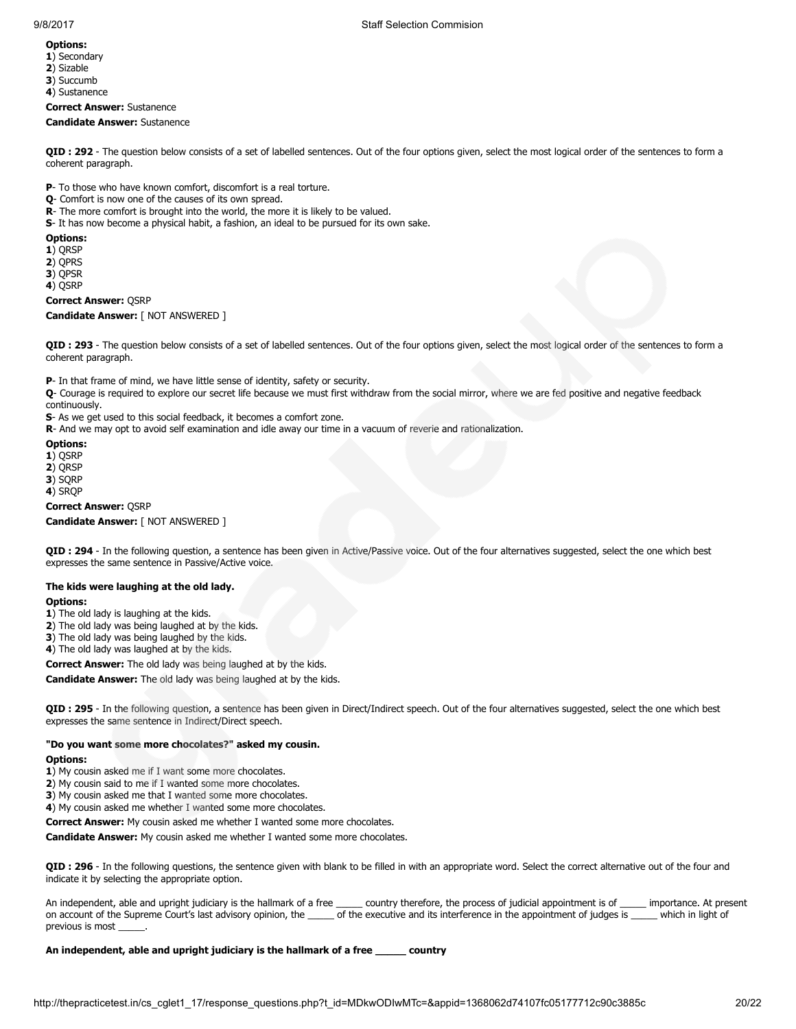**Options:**
**1**) Secondary
**2**) Sizable
**3**) Succumb
**4**) Sustanence

**Correct Answer:** Sustanence

**Candidate Answer:** Sustanence

**QID : 292** - The question below consists of a set of labelled sentences. Out of the four options given, select the most logical order of the sentences to form a coherent paragraph.

**P**- To those who have known comfort, discomfort is a real torture.
**Q**- Comfort is now one of the causes of its own spread.
**R**- The more comfort is brought into the world, the more it is likely to be valued.
**S**- It has now become a physical habit, a fashion, an ideal to be pursued for its own sake.

**Options:**
**1**) QRSP
**2**) QPRS
**3**) QPSR
**4**) QSRP

**Correct Answer:** QSRP

**Candidate Answer:** [ NOT ANSWERED ]

**QID : 293** - The question below consists of a set of labelled sentences. Out of the four options given, select the most logical order of the sentences to form a coherent paragraph.

**P**- In that frame of mind, we have little sense of identity, safety or security.
**Q**- Courage is required to explore our secret life because we must first withdraw from the social mirror, where we are fed positive and negative feedback continuously.
**S**- As we get used to this social feedback, it becomes a comfort zone.
**R**- And we may opt to avoid self examination and idle away our time in a vacuum of reverie and rationalization.

**Options:**
**1**) QSRP
**2**) QRSP
**3**) SQRP
**4**) SRQP

**Correct Answer:** QSRP

**Candidate Answer:** [ NOT ANSWERED ]

**QID : 294** - In the following question, a sentence has been given in Active/Passive voice. Out of the four alternatives suggested, select the one which best expresses the same sentence in Passive/Active voice.

**The kids were laughing at the old lady.**

**Options:**
**1**) The old lady is laughing at the kids.
**2**) The old lady was being laughed at by the kids.
**3**) The old lady was being laughed by the kids.
**4**) The old lady was laughed at by the kids.

**Correct Answer:** The old lady was being laughed at by the kids.

**Candidate Answer:** The old lady was being laughed at by the kids.

**QID : 295** - In the following question, a sentence has been given in Direct/Indirect speech. Out of the four alternatives suggested, select the one which best expresses the same sentence in Indirect/Direct speech.

**"Do you want some more chocolates?" asked my cousin.**

**Options:**
**1**) My cousin asked me if I want some more chocolates.
**2**) My cousin said to me if I wanted some more chocolates.
**3**) My cousin asked me that I wanted some more chocolates.
**4**) My cousin asked me whether I wanted some more chocolates.

**Correct Answer:** My cousin asked me whether I wanted some more chocolates.

**Candidate Answer:** My cousin asked me whether I wanted some more chocolates.

**QID : 296** - In the following questions, the sentence given with blank to be filled in with an appropriate word. Select the correct alternative out of the four and indicate it by selecting the appropriate option.

An independent, able and upright judiciary is the hallmark of a free _____ country therefore, the process of judicial appointment is of _____ importance. At present on account of the Supreme Court's last advisory opinion, the _____ of the executive and its interference in the appointment of judges is _____ which in light of previous is most _____.

**An independent, able and upright judiciary is the hallmark of a free _____ country**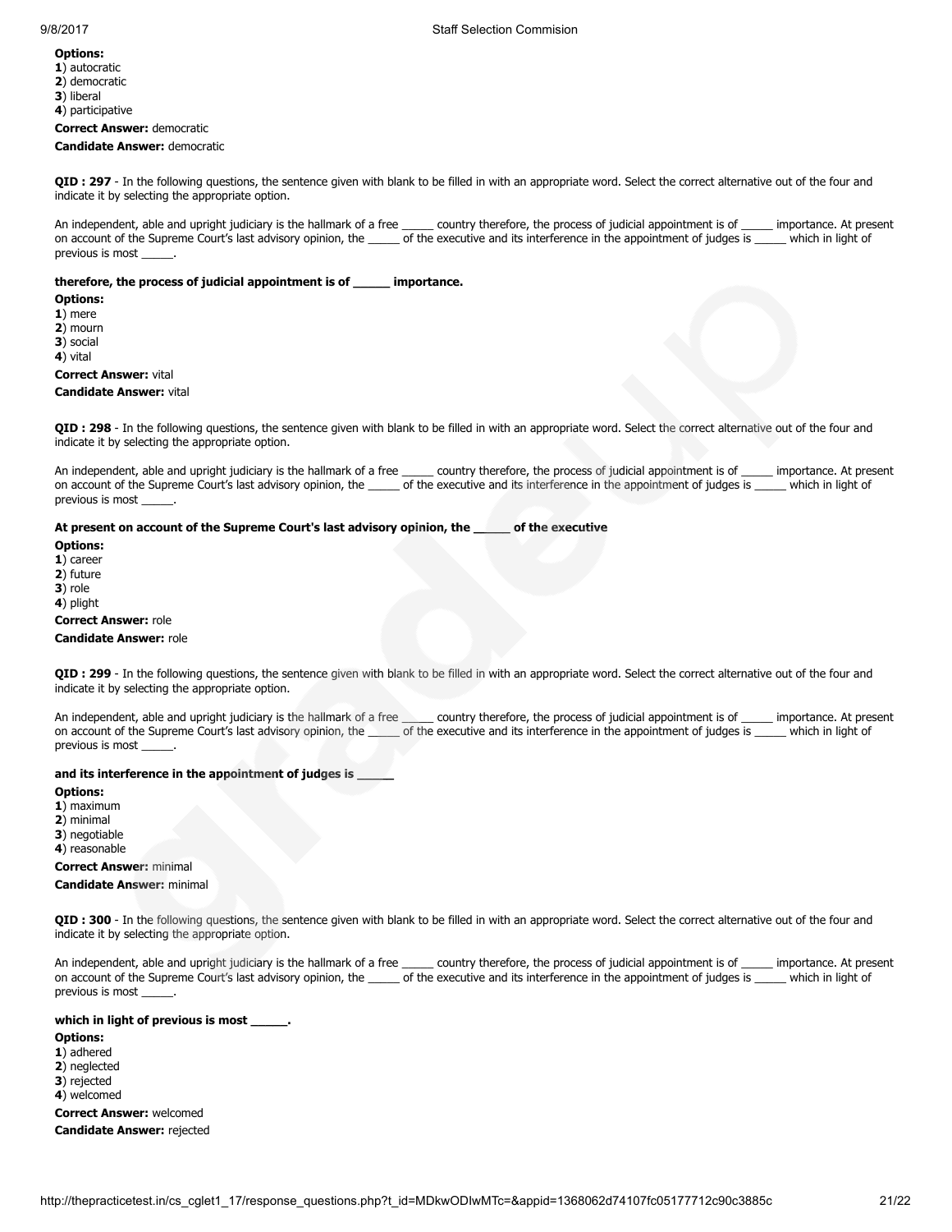**Options:**
**1**) autocratic
**2**) democratic
**3**) liberal
**4**) participative

**Correct Answer:** democratic

**Candidate Answer:** democratic

**QID : 297** - In the following questions, the sentence given with blank to be filled in with an appropriate word. Select the correct alternative out of the four and indicate it by selecting the appropriate option.

An independent, able and upright judiciary is the hallmark of a free _____ country therefore, the process of judicial appointment is of _____ importance. At present on account of the Supreme Court's last advisory opinion, the _____ of the executive and its interference in the appointment of judges is _____ which in light of previous is most _____.

**therefore, the process of judicial appointment is of _____ importance.**

**Options:**
**1**) mere
**2**) mourn
**3**) social
**4**) vital

**Correct Answer:** vital

**Candidate Answer:** vital

**QID : 298** - In the following questions, the sentence given with blank to be filled in with an appropriate word. Select the correct alternative out of the four and indicate it by selecting the appropriate option.

An independent, able and upright judiciary is the hallmark of a free _____ country therefore, the process of judicial appointment is of _____ importance. At present on account of the Supreme Court's last advisory opinion, the _____ of the executive and its interference in the appointment of judges is _____ which in light of previous is most _____.

**At present on account of the Supreme Court's last advisory opinion, the _____ of the executive**

**Options:**
**1**) career
**2**) future
**3**) role
**4**) plight

**Correct Answer:** role

**Candidate Answer:** role

**QID : 299** - In the following questions, the sentence given with blank to be filled in with an appropriate word. Select the correct alternative out of the four and indicate it by selecting the appropriate option.

An independent, able and upright judiciary is the hallmark of a free _____ country therefore, the process of judicial appointment is of _____ importance. At present on account of the Supreme Court's last advisory opinion, the _____ of the executive and its interference in the appointment of judges is _____ which in light of previous is most _____.

**and its interference in the appointment of judges is _____**

**Options:**
**1**) maximum
**2**) minimal
**3**) negotiable
**4**) reasonable

**Correct Answer:** minimal

**Candidate Answer:** minimal

**QID : 300** - In the following questions, the sentence given with blank to be filled in with an appropriate word. Select the correct alternative out of the four and indicate it by selecting the appropriate option.

An independent, able and upright judiciary is the hallmark of a free _____ country therefore, the process of judicial appointment is of _____ importance. At present on account of the Supreme Court's last advisory opinion, the _____ of the executive and its interference in the appointment of judges is _____ which in light of previous is most _____.

**which in light of previous is most _____.**

**Options:**
**1**) adhered
**2**) neglected
**3**) rejected
**4**) welcomed

**Correct Answer:** welcomed

**Candidate Answer:** rejected